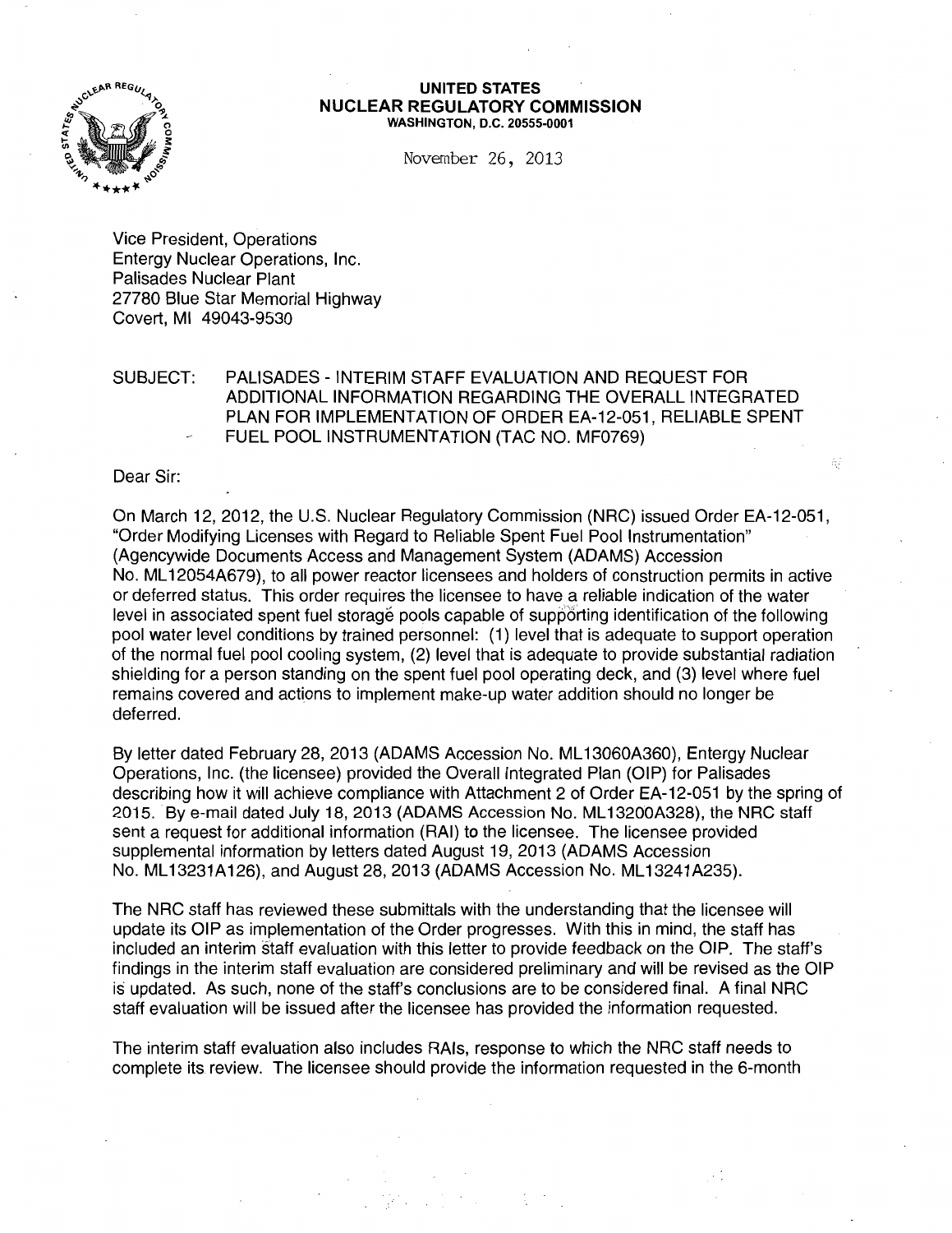**UNITED STATES**
**NUCLEAR REGULATORY COMMISSION**
**WASHINGTON, D.C. 20555-0001**

November 26, 2013

Vice President, Operations
Entergy Nuclear Operations, Inc.
Palisades Nuclear Plant
27780 Blue Star Memorial Highway
Covert, MI 49043-9530

SUBJECT: PALISADES - INTERIM STAFF EVALUATION AND REQUEST FOR ADDITIONAL INFORMATION REGARDING THE OVERALL INTEGRATED PLAN FOR IMPLEMENTATION OF ORDER EA-12-051, RELIABLE SPENT FUEL POOL INSTRUMENTATION (TAC NO. MF0769)

Dear Sir:

On March 12, 2012, the U.S. Nuclear Regulatory Commission (NRC) issued Order EA-12-051, "Order Modifying Licenses with Regard to Reliable Spent Fuel Pool Instrumentation" (Agencywide Documents Access and Management System (ADAMS) Accession No. ML12054A679), to all power reactor licensees and holders of construction permits in active or deferred status. This order requires the licensee to have a reliable indication of the water level in associated spent fuel storage pools capable of supporting identification of the following pool water level conditions by trained personnel: (1) level that is adequate to support operation of the normal fuel pool cooling system, (2) level that is adequate to provide substantial radiation shielding for a person standing on the spent fuel pool operating deck, and (3) level where fuel remains covered and actions to implement make-up water addition should no longer be deferred.

By letter dated February 28, 2013 (ADAMS Accession No. ML13060A360), Entergy Nuclear Operations, Inc. (the licensee) provided the Overall Integrated Plan (OIP) for Palisades describing how it will achieve compliance with Attachment 2 of Order EA-12-051 by the spring of 2015. By e-mail dated July 18, 2013 (ADAMS Accession No. ML13200A328), the NRC staff sent a request for additional information (RAI) to the licensee. The licensee provided supplemental information by letters dated August 19, 2013 (ADAMS Accession No. ML13231A126), and August 28, 2013 (ADAMS Accession No. ML13241A235).

The NRC staff has reviewed these submittals with the understanding that the licensee will update its OIP as implementation of the Order progresses. With this in mind, the staff has included an interim staff evaluation with this letter to provide feedback on the OIP. The staff's findings in the interim staff evaluation are considered preliminary and will be revised as the OIP is updated. As such, none of the staff's conclusions are to be considered final. A final NRC staff evaluation will be issued after the licensee has provided the information requested.

The interim staff evaluation also includes RAIs, response to which the NRC staff needs to complete its review. The licensee should provide the information requested in the 6-month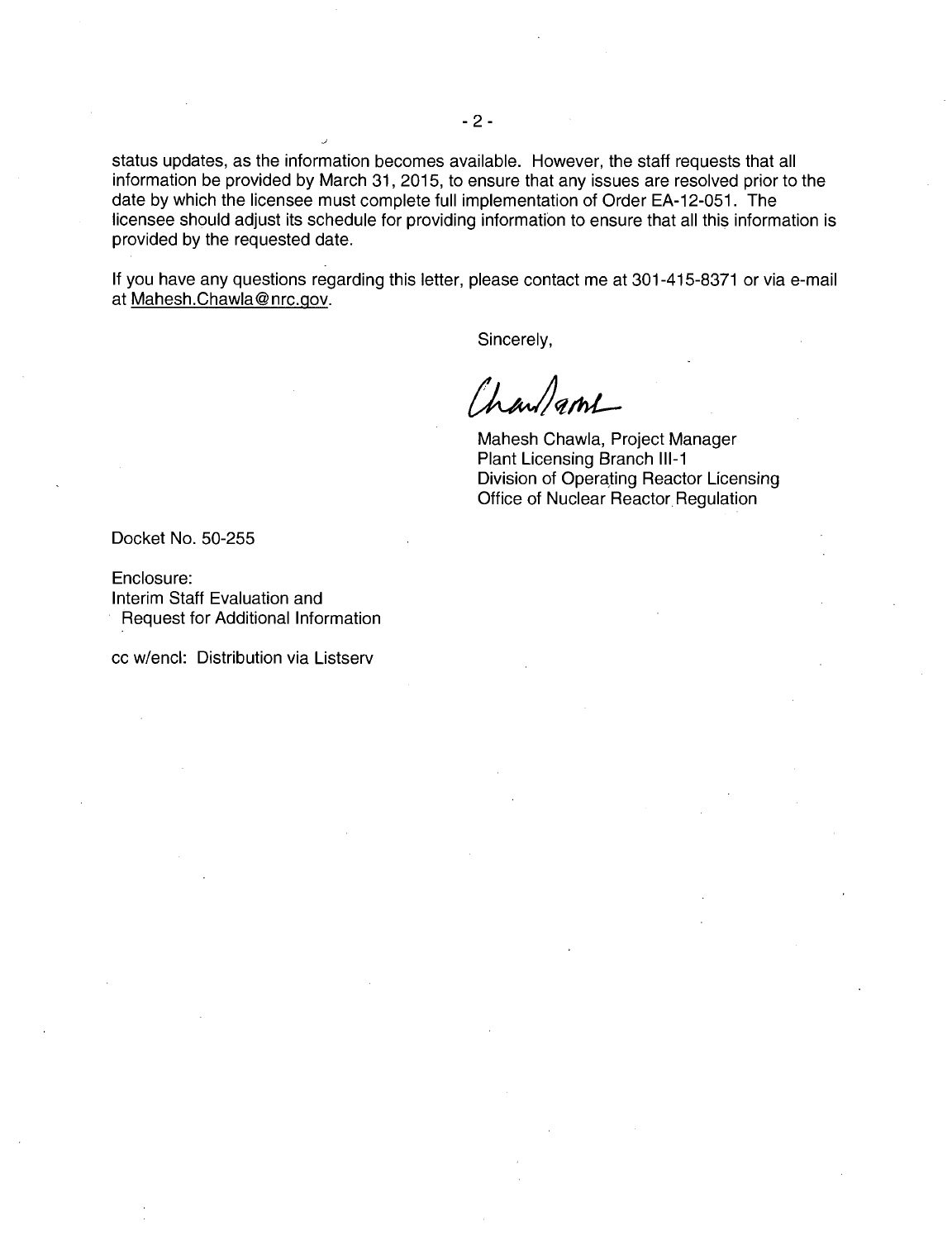status updates, as the information becomes available. However, the staff requests that all information be provided by March 31, 2015, to ensure that any issues are resolved prior to the date by which the licensee must complete full implementation of Order EA-12-051. The licensee should adjust its schedule for providing information to ensure that all this information is provided by the requested date.

If you have any questions regarding this letter, please contact me at 301-415-8371 or via e-mail at Mahesh.Chawla@nrc.gov.

Sincerely,

Mahesh Chawla, Project Manager
Plant Licensing Branch III-1
Division of Operating Reactor Licensing
Office of Nuclear Reactor Regulation

Docket No. 50-255

Enclosure:
Interim Staff Evaluation and
Request for Additional Information

cc w/encl: Distribution via Listserv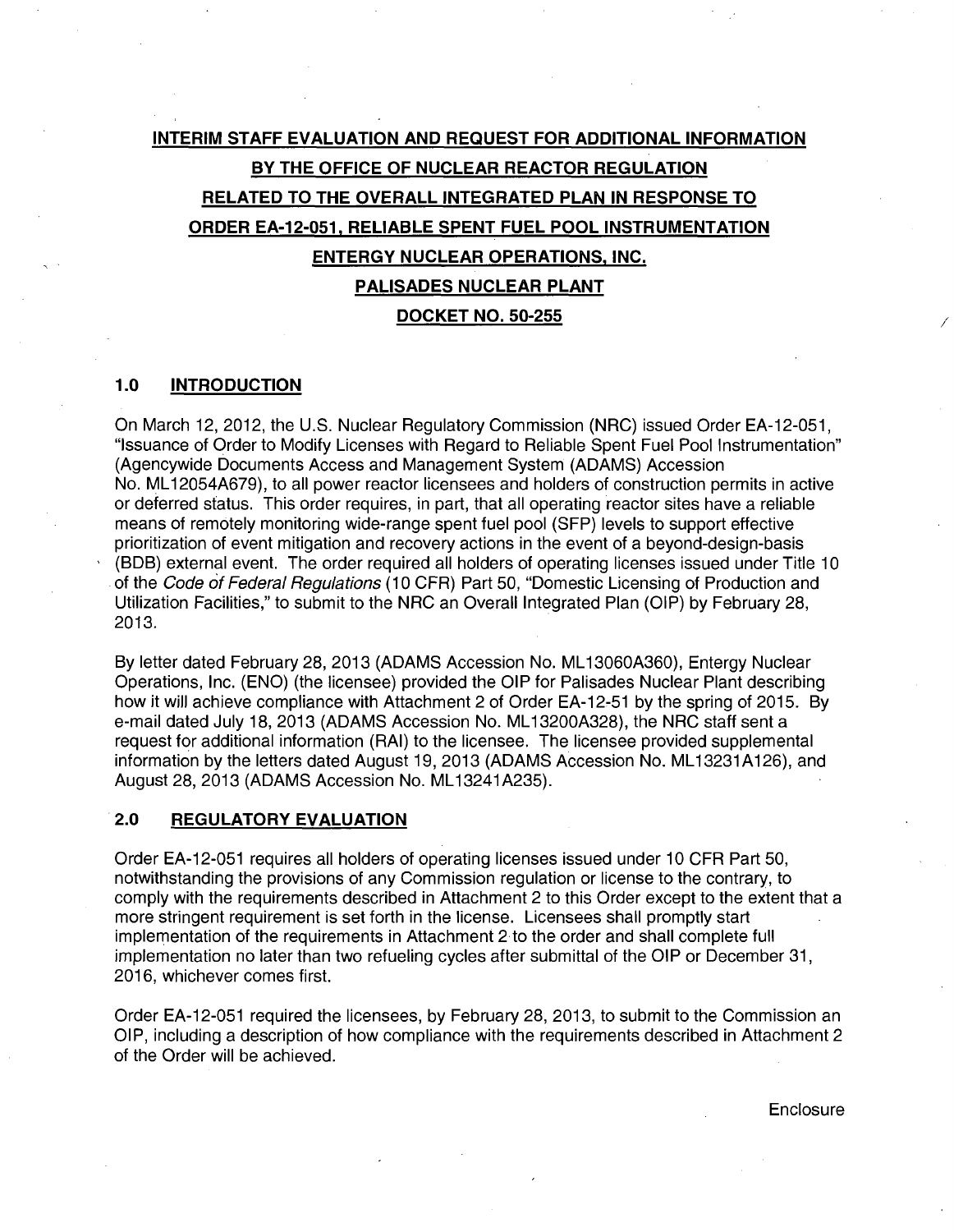# INTERIM STAFF EVALUATION AND REQUEST FOR ADDITIONAL INFORMATION BY THE OFFICE OF NUCLEAR REACTOR REGULATION RELATED TO THE OVERALL INTEGRATED PLAN IN RESPONSE TO ORDER EA-12-051, RELIABLE SPENT FUEL POOL INSTRUMENTATION ENTERGY NUCLEAR OPERATIONS, INC. PALISADES NUCLEAR PLANT DOCKET NO. 50-255

## 1.0 INTRODUCTION

On March 12, 2012, the U.S. Nuclear Regulatory Commission (NRC) issued Order EA-12-051, "Issuance of Order to Modify Licenses with Regard to Reliable Spent Fuel Pool Instrumentation" (Agencywide Documents Access and Management System (ADAMS) Accession No. ML12054A679), to all power reactor licensees and holders of construction permits in active or deferred status. This order requires, in part, that all operating reactor sites have a reliable means of remotely monitoring wide-range spent fuel pool (SFP) levels to support effective prioritization of event mitigation and recovery actions in the event of a beyond-design-basis (BDB) external event. The order required all holders of operating licenses issued under Title 10 of the *Code of Federal Regulations* (10 CFR) Part 50, "Domestic Licensing of Production and Utilization Facilities," to submit to the NRC an Overall Integrated Plan (OIP) by February 28, 2013.

By letter dated February 28, 2013 (ADAMS Accession No. ML13060A360), Entergy Nuclear Operations, Inc. (ENO) (the licensee) provided the OIP for Palisades Nuclear Plant describing how it will achieve compliance with Attachment 2 of Order EA-12-51 by the spring of 2015. By e-mail dated July 18, 2013 (ADAMS Accession No. ML13200A328), the NRC staff sent a request for additional information (RAI) to the licensee. The licensee provided supplemental information by the letters dated August 19, 2013 (ADAMS Accession No. ML13231A126), and August 28, 2013 (ADAMS Accession No. ML13241A235).

## 2.0 REGULATORY EVALUATION

Order EA-12-051 requires all holders of operating licenses issued under 10 CFR Part 50, notwithstanding the provisions of any Commission regulation or license to the contrary, to comply with the requirements described in Attachment 2 to this Order except to the extent that a more stringent requirement is set forth in the license. Licensees shall promptly start implementation of the requirements in Attachment 2 to the order and shall complete full implementation no later than two refueling cycles after submittal of the OIP or December 31, 2016, whichever comes first.

Order EA-12-051 required the licensees, by February 28, 2013, to submit to the Commission an OIP, including a description of how compliance with the requirements described in Attachment 2 of the Order will be achieved.

Enclosure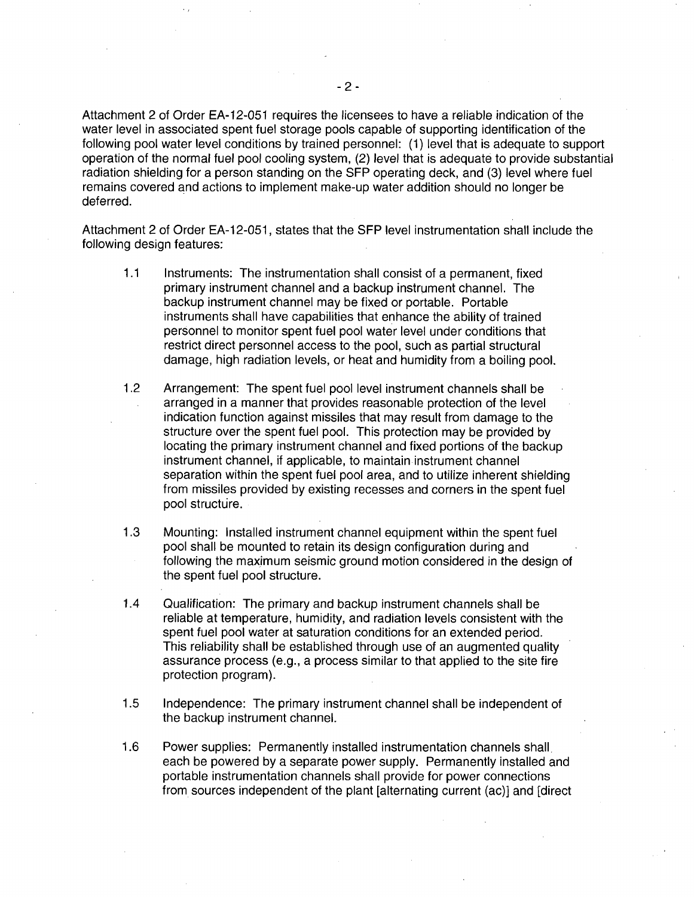Attachment 2 of Order EA-12-051 requires the licensees to have a reliable indication of the water level in associated spent fuel storage pools capable of supporting identification of the following pool water level conditions by trained personnel: (1) level that is adequate to support operation of the normal fuel pool cooling system, (2) level that is adequate to provide substantial radiation shielding for a person standing on the SFP operating deck, and (3) level where fuel remains covered and actions to implement make-up water addition should no longer be deferred.

Attachment 2 of Order EA-12-051, states that the SFP level instrumentation shall include the following design features:

1.1 Instruments: The instrumentation shall consist of a permanent, fixed primary instrument channel and a backup instrument channel. The backup instrument channel may be fixed or portable. Portable instruments shall have capabilities that enhance the ability of trained personnel to monitor spent fuel pool water level under conditions that restrict direct personnel access to the pool, such as partial structural damage, high radiation levels, or heat and humidity from a boiling pool.

1.2 Arrangement: The spent fuel pool level instrument channels shall be arranged in a manner that provides reasonable protection of the level indication function against missiles that may result from damage to the structure over the spent fuel pool. This protection may be provided by locating the primary instrument channel and fixed portions of the backup instrument channel, if applicable, to maintain instrument channel separation within the spent fuel pool area, and to utilize inherent shielding from missiles provided by existing recesses and corners in the spent fuel pool structure.

1.3 Mounting: Installed instrument channel equipment within the spent fuel pool shall be mounted to retain its design configuration during and following the maximum seismic ground motion considered in the design of the spent fuel pool structure.

1.4 Qualification: The primary and backup instrument channels shall be reliable at temperature, humidity, and radiation levels consistent with the spent fuel pool water at saturation conditions for an extended period. This reliability shall be established through use of an augmented quality assurance process (e.g., a process similar to that applied to the site fire protection program).

1.5 Independence: The primary instrument channel shall be independent of the backup instrument channel.

1.6 Power supplies: Permanently installed instrumentation channels shall each be powered by a separate power supply. Permanently installed and portable instrumentation channels shall provide for power connections from sources independent of the plant [alternating current (ac)] and [direct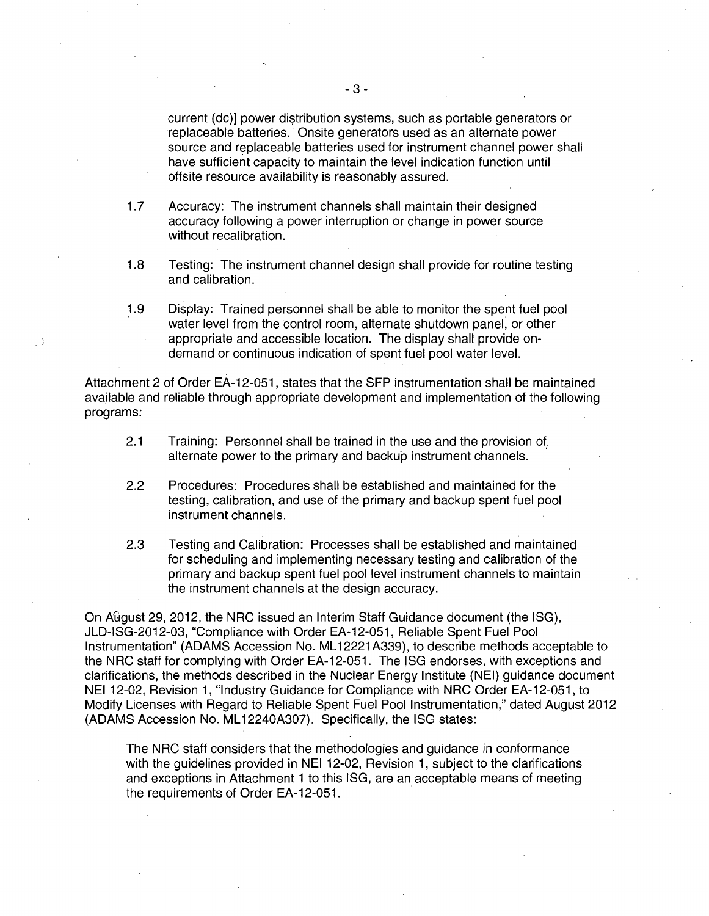current (dc)] power distribution systems, such as portable generators or replaceable batteries. Onsite generators used as an alternate power source and replaceable batteries used for instrument channel power shall have sufficient capacity to maintain the level indication function until offsite resource availability is reasonably assured.

1.7 Accuracy: The instrument channels shall maintain their designed accuracy following a power interruption or change in power source without recalibration.

1.8 Testing: The instrument channel design shall provide for routine testing and calibration.

1.9 Display: Trained personnel shall be able to monitor the spent fuel pool water level from the control room, alternate shutdown panel, or other appropriate and accessible location. The display shall provide on-demand or continuous indication of spent fuel pool water level.

Attachment 2 of Order EA-12-051, states that the SFP instrumentation shall be maintained available and reliable through appropriate development and implementation of the following programs:

2.1 Training: Personnel shall be trained in the use and the provision of alternate power to the primary and backup instrument channels.

2.2 Procedures: Procedures shall be established and maintained for the testing, calibration, and use of the primary and backup spent fuel pool instrument channels.

2.3 Testing and Calibration: Processes shall be established and maintained for scheduling and implementing necessary testing and calibration of the primary and backup spent fuel pool level instrument channels to maintain the instrument channels at the design accuracy.

On August 29, 2012, the NRC issued an Interim Staff Guidance document (the ISG), JLD-ISG-2012-03, "Compliance with Order EA-12-051, Reliable Spent Fuel Pool Instrumentation" (ADAMS Accession No. ML12221A339), to describe methods acceptable to the NRC staff for complying with Order EA-12-051. The ISG endorses, with exceptions and clarifications, the methods described in the Nuclear Energy Institute (NEI) guidance document NEI 12-02, Revision 1, "Industry Guidance for Compliance with NRC Order EA-12-051, to Modify Licenses with Regard to Reliable Spent Fuel Pool Instrumentation," dated August 2012 (ADAMS Accession No. ML12240A307). Specifically, the ISG states:

> The NRC staff considers that the methodologies and guidance in conformance with the guidelines provided in NEI 12-02, Revision 1, subject to the clarifications and exceptions in Attachment 1 to this ISG, are an acceptable means of meeting the requirements of Order EA-12-051.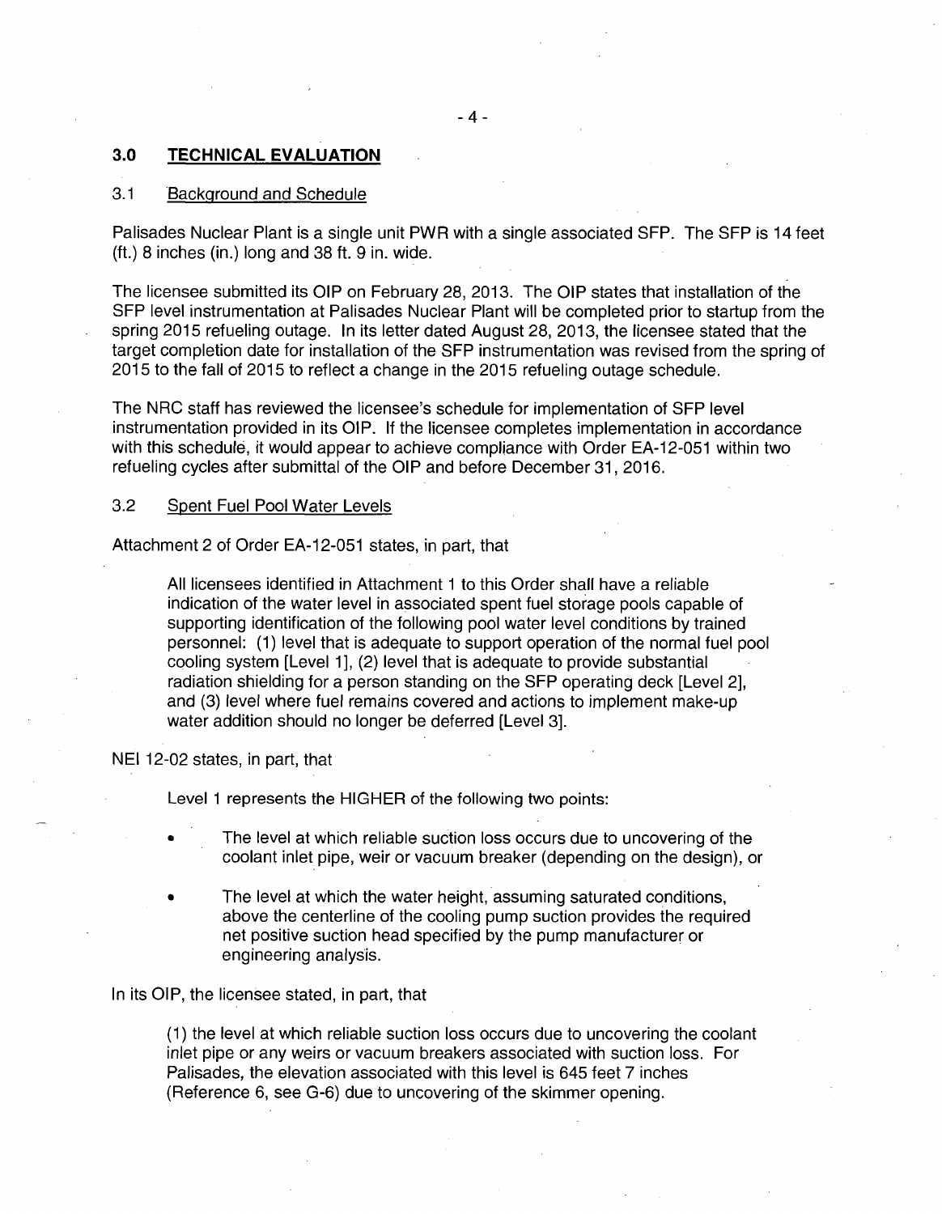## 3.0 TECHNICAL EVALUATION

### 3.1 Background and Schedule

Palisades Nuclear Plant is a single unit PWR with a single associated SFP. The SFP is 14 feet (ft.) 8 inches (in.) long and 38 ft. 9 in. wide.

The licensee submitted its OIP on February 28, 2013. The OIP states that installation of the SFP level instrumentation at Palisades Nuclear Plant will be completed prior to startup from the spring 2015 refueling outage. In its letter dated August 28, 2013, the licensee stated that the target completion date for installation of the SFP instrumentation was revised from the spring of 2015 to the fall of 2015 to reflect a change in the 2015 refueling outage schedule.

The NRC staff has reviewed the licensee's schedule for implementation of SFP level instrumentation provided in its OIP. If the licensee completes implementation in accordance with this schedule, it would appear to achieve compliance with Order EA-12-051 within two refueling cycles after submittal of the OIP and before December 31, 2016.

### 3.2 Spent Fuel Pool Water Levels

Attachment 2 of Order EA-12-051 states, in part, that

> All licensees identified in Attachment 1 to this Order shall have a reliable indication of the water level in associated spent fuel storage pools capable of supporting identification of the following pool water level conditions by trained personnel: (1) level that is adequate to support operation of the normal fuel pool cooling system [Level 1], (2) level that is adequate to provide substantial radiation shielding for a person standing on the SFP operating deck [Level 2], and (3) level where fuel remains covered and actions to implement make-up water addition should no longer be deferred [Level 3].

NEI 12-02 states, in part, that

> Level 1 represents the HIGHER of the following two points:
>
> - The level at which reliable suction loss occurs due to uncovering of the coolant inlet pipe, weir or vacuum breaker (depending on the design), or
> - The level at which the water height, assuming saturated conditions, above the centerline of the cooling pump suction provides the required net positive suction head specified by the pump manufacturer or engineering analysis.

In its OIP, the licensee stated, in part, that

> (1) the level at which reliable suction loss occurs due to uncovering the coolant inlet pipe or any weirs or vacuum breakers associated with suction loss. For Palisades, the elevation associated with this level is 645 feet 7 inches (Reference 6, see G-6) due to uncovering of the skimmer opening.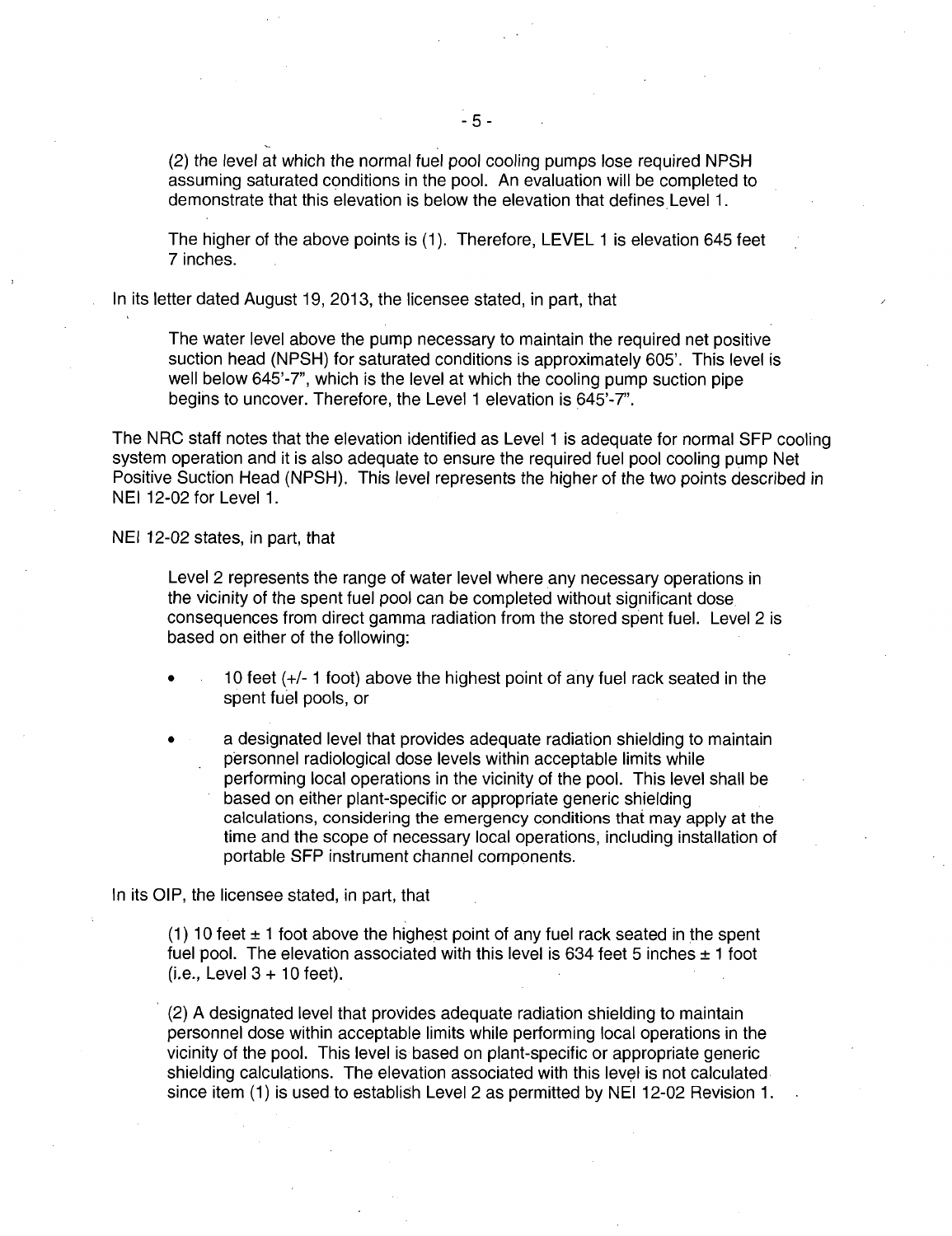(2) the level at which the normal fuel pool cooling pumps lose required NPSH assuming saturated conditions in the pool. An evaluation will be completed to demonstrate that this elevation is below the elevation that defines Level 1.

The higher of the above points is (1). Therefore, LEVEL 1 is elevation 645 feet 7 inches.

In its letter dated August 19, 2013, the licensee stated, in part, that

> The water level above the pump necessary to maintain the required net positive suction head (NPSH) for saturated conditions is approximately 605'. This level is well below 645'-7", which is the level at which the cooling pump suction pipe begins to uncover. Therefore, the Level 1 elevation is 645'-7".

The NRC staff notes that the elevation identified as Level 1 is adequate for normal SFP cooling system operation and it is also adequate to ensure the required fuel pool cooling pump Net Positive Suction Head (NPSH). This level represents the higher of the two points described in NEI 12-02 for Level 1.

NEI 12-02 states, in part, that

> Level 2 represents the range of water level where any necessary operations in the vicinity of the spent fuel pool can be completed without significant dose consequences from direct gamma radiation from the stored spent fuel. Level 2 is based on either of the following:
>
> - 10 feet (+/- 1 foot) above the highest point of any fuel rack seated in the spent fuel pools, or
> - a designated level that provides adequate radiation shielding to maintain personnel radiological dose levels within acceptable limits while performing local operations in the vicinity of the pool. This level shall be based on either plant-specific or appropriate generic shielding calculations, considering the emergency conditions that may apply at the time and the scope of necessary local operations, including installation of portable SFP instrument channel components.

In its OIP, the licensee stated, in part, that

> (1) 10 feet ± 1 foot above the highest point of any fuel rack seated in the spent fuel pool. The elevation associated with this level is 634 feet 5 inches ± 1 foot (i.e., Level 3 + 10 feet).
>
> (2) A designated level that provides adequate radiation shielding to maintain personnel dose within acceptable limits while performing local operations in the vicinity of the pool. This level is based on plant-specific or appropriate generic shielding calculations. The elevation associated with this level is not calculated since item (1) is used to establish Level 2 as permitted by NEI 12-02 Revision 1.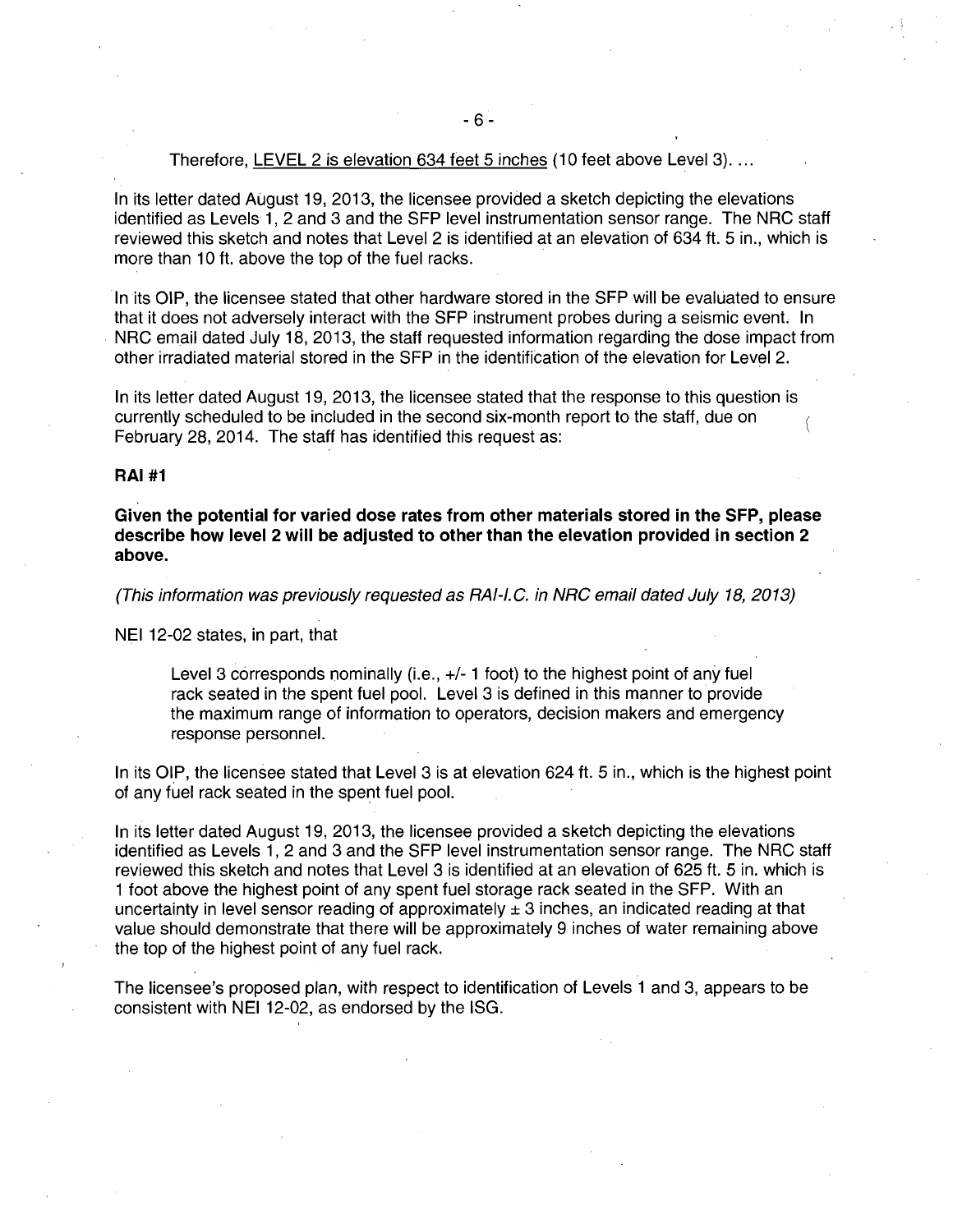Therefore, LEVEL 2 is elevation 634 feet 5 inches (10 feet above Level 3). ...

In its letter dated August 19, 2013, the licensee provided a sketch depicting the elevations identified as Levels 1, 2 and 3 and the SFP level instrumentation sensor range. The NRC staff reviewed this sketch and notes that Level 2 is identified at an elevation of 634 ft. 5 in., which is more than 10 ft. above the top of the fuel racks.

In its OIP, the licensee stated that other hardware stored in the SFP will be evaluated to ensure that it does not adversely interact with the SFP instrument probes during a seismic event. In NRC email dated July 18, 2013, the staff requested information regarding the dose impact from other irradiated material stored in the SFP in the identification of the elevation for Level 2.

In its letter dated August 19, 2013, the licensee stated that the response to this question is currently scheduled to be included in the second six-month report to the staff, due on February 28, 2014. The staff has identified this request as:

**RAI #1**

**Given the potential for varied dose rates from other materials stored in the SFP, please describe how level 2 will be adjusted to other than the elevation provided in section 2 above.**

*(This information was previously requested as RAI-I.C. in NRC email dated July 18, 2013)*

NEI 12-02 states, in part, that

> Level 3 corresponds nominally (i.e., +/- 1 foot) to the highest point of any fuel rack seated in the spent fuel pool. Level 3 is defined in this manner to provide the maximum range of information to operators, decision makers and emergency response personnel.

In its OIP, the licensee stated that Level 3 is at elevation 624 ft. 5 in., which is the highest point of any fuel rack seated in the spent fuel pool.

In its letter dated August 19, 2013, the licensee provided a sketch depicting the elevations identified as Levels 1, 2 and 3 and the SFP level instrumentation sensor range. The NRC staff reviewed this sketch and notes that Level 3 is identified at an elevation of 625 ft. 5 in. which is 1 foot above the highest point of any spent fuel storage rack seated in the SFP. With an uncertainty in level sensor reading of approximately ± 3 inches, an indicated reading at that value should demonstrate that there will be approximately 9 inches of water remaining above the top of the highest point of any fuel rack.

The licensee's proposed plan, with respect to identification of Levels 1 and 3, appears to be consistent with NEI 12-02, as endorsed by the ISG.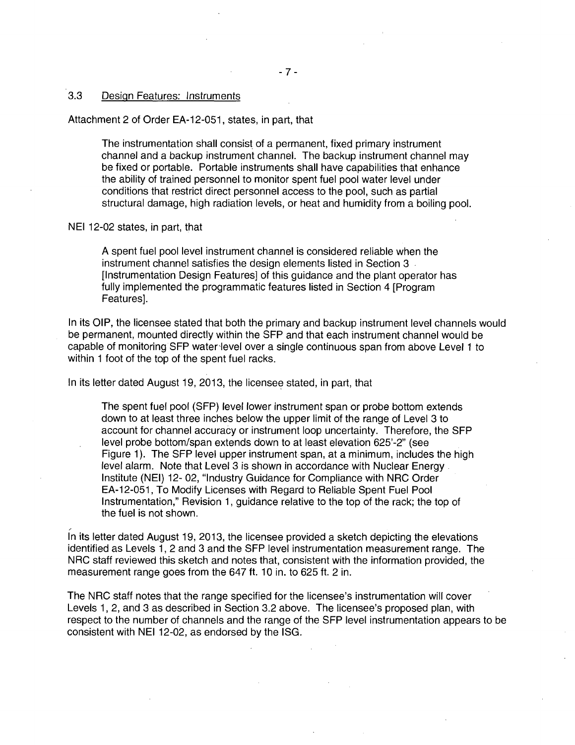### 3.3 Design Features: Instruments

Attachment 2 of Order EA-12-051, states, in part, that

> The instrumentation shall consist of a permanent, fixed primary instrument channel and a backup instrument channel. The backup instrument channel may be fixed or portable. Portable instruments shall have capabilities that enhance the ability of trained personnel to monitor spent fuel pool water level under conditions that restrict direct personnel access to the pool, such as partial structural damage, high radiation levels, or heat and humidity from a boiling pool.

NEI 12-02 states, in part, that

> A spent fuel pool level instrument channel is considered reliable when the instrument channel satisfies the design elements listed in Section 3 [Instrumentation Design Features] of this guidance and the plant operator has fully implemented the programmatic features listed in Section 4 [Program Features].

In its OIP, the licensee stated that both the primary and backup instrument level channels would be permanent, mounted directly within the SFP and that each instrument channel would be capable of monitoring SFP water level over a single continuous span from above Level 1 to within 1 foot of the top of the spent fuel racks.

In its letter dated August 19, 2013, the licensee stated, in part, that

> The spent fuel pool (SFP) level lower instrument span or probe bottom extends down to at least three inches below the upper limit of the range of Level 3 to account for channel accuracy or instrument loop uncertainty. Therefore, the SFP level probe bottom/span extends down to at least elevation 625'-2" (see Figure 1). The SFP level upper instrument span, at a minimum, includes the high level alarm. Note that Level 3 is shown in accordance with Nuclear Energy Institute (NEI) 12- 02, "Industry Guidance for Compliance with NRC Order EA-12-051, To Modify Licenses with Regard to Reliable Spent Fuel Pool Instrumentation," Revision 1, guidance relative to the top of the rack; the top of the fuel is not shown.

In its letter dated August 19, 2013, the licensee provided a sketch depicting the elevations identified as Levels 1, 2 and 3 and the SFP level instrumentation measurement range. The NRC staff reviewed this sketch and notes that, consistent with the information provided, the measurement range goes from the 647 ft. 10 in. to 625 ft. 2 in.

The NRC staff notes that the range specified for the licensee's instrumentation will cover Levels 1, 2, and 3 as described in Section 3.2 above. The licensee's proposed plan, with respect to the number of channels and the range of the SFP level instrumentation appears to be consistent with NEI 12-02, as endorsed by the ISG.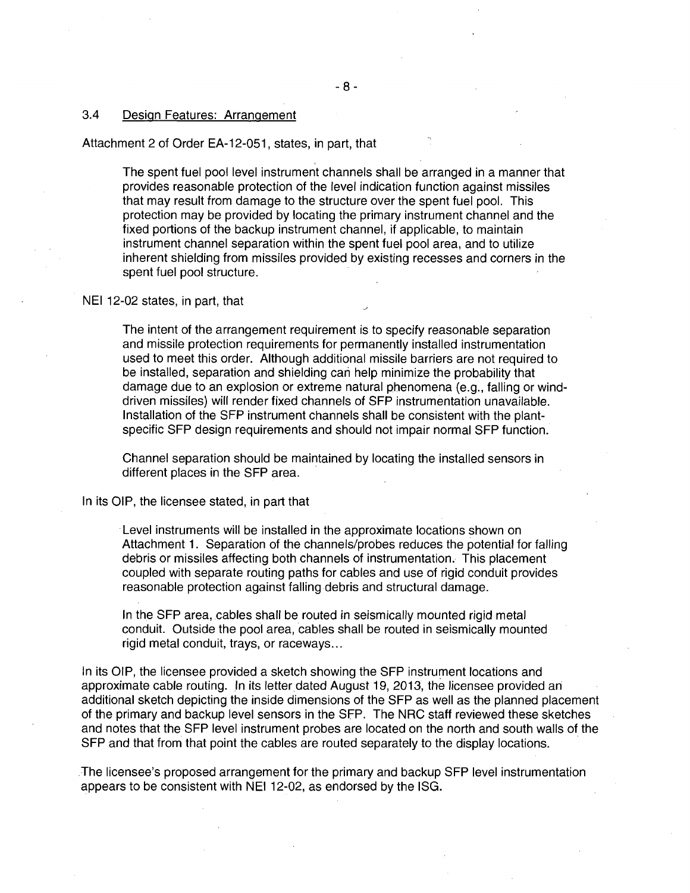### 3.4 Design Features: Arrangement

Attachment 2 of Order EA-12-051, states, in part, that

> The spent fuel pool level instrument channels shall be arranged in a manner that provides reasonable protection of the level indication function against missiles that may result from damage to the structure over the spent fuel pool. This protection may be provided by locating the primary instrument channel and the fixed portions of the backup instrument channel, if applicable, to maintain instrument channel separation within the spent fuel pool area, and to utilize inherent shielding from missiles provided by existing recesses and corners in the spent fuel pool structure.

NEI 12-02 states, in part, that

> The intent of the arrangement requirement is to specify reasonable separation and missile protection requirements for permanently installed instrumentation used to meet this order. Although additional missile barriers are not required to be installed, separation and shielding can help minimize the probability that damage due to an explosion or extreme natural phenomena (e.g., falling or wind-driven missiles) will render fixed channels of SFP instrumentation unavailable. Installation of the SFP instrument channels shall be consistent with the plant-specific SFP design requirements and should not impair normal SFP function.
>
> Channel separation should be maintained by locating the installed sensors in different places in the SFP area.

In its OIP, the licensee stated, in part that

> Level instruments will be installed in the approximate locations shown on Attachment 1. Separation of the channels/probes reduces the potential for falling debris or missiles affecting both channels of instrumentation. This placement coupled with separate routing paths for cables and use of rigid conduit provides reasonable protection against falling debris and structural damage.
>
> In the SFP area, cables shall be routed in seismically mounted rigid metal conduit. Outside the pool area, cables shall be routed in seismically mounted rigid metal conduit, trays, or raceways...

In its OIP, the licensee provided a sketch showing the SFP instrument locations and approximate cable routing. In its letter dated August 19, 2013, the licensee provided an additional sketch depicting the inside dimensions of the SFP as well as the planned placement of the primary and backup level sensors in the SFP. The NRC staff reviewed these sketches and notes that the SFP level instrument probes are located on the north and south walls of the SFP and that from that point the cables are routed separately to the display locations.

The licensee's proposed arrangement for the primary and backup SFP level instrumentation appears to be consistent with NEI 12-02, as endorsed by the ISG.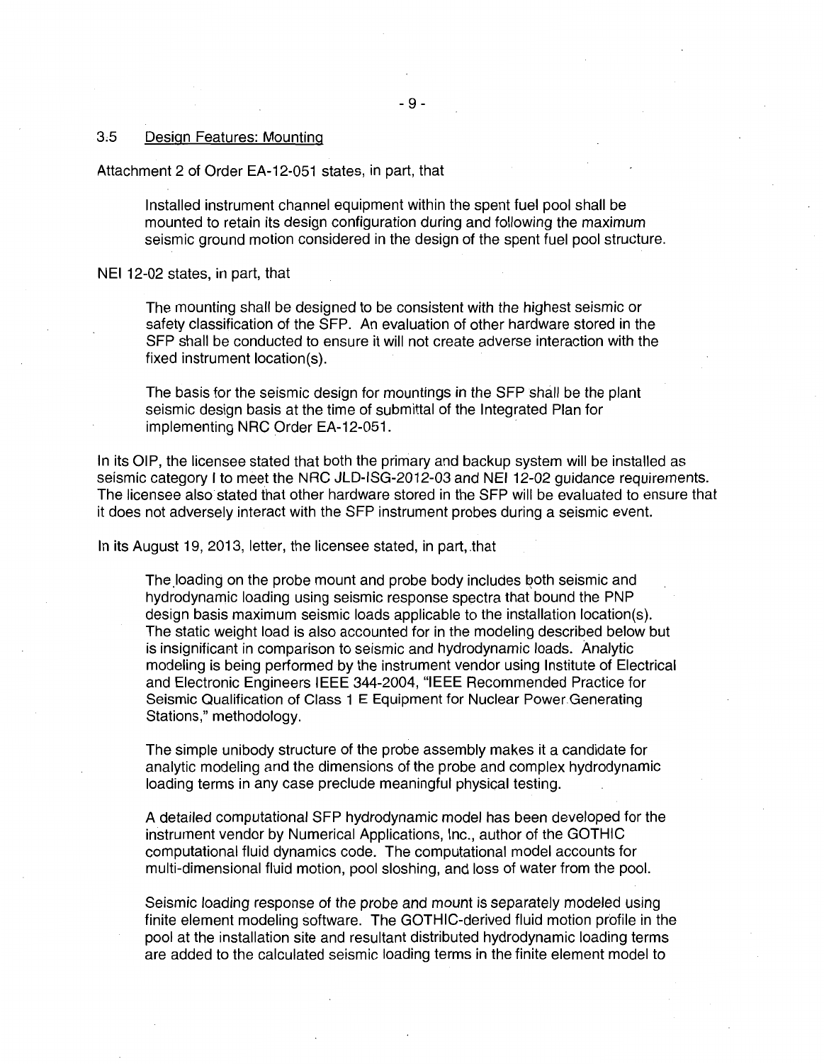### 3.5 Design Features: Mounting

Attachment 2 of Order EA-12-051 states, in part, that

> Installed instrument channel equipment within the spent fuel pool shall be mounted to retain its design configuration during and following the maximum seismic ground motion considered in the design of the spent fuel pool structure.

NEI 12-02 states, in part, that

> The mounting shall be designed to be consistent with the highest seismic or safety classification of the SFP. An evaluation of other hardware stored in the SFP shall be conducted to ensure it will not create adverse interaction with the fixed instrument location(s).
>
> The basis for the seismic design for mountings in the SFP shall be the plant seismic design basis at the time of submittal of the Integrated Plan for implementing NRC Order EA-12-051.

In its OIP, the licensee stated that both the primary and backup system will be installed as seismic category I to meet the NRC JLD-ISG-2012-03 and NEI 12-02 guidance requirements. The licensee also stated that other hardware stored in the SFP will be evaluated to ensure that it does not adversely interact with the SFP instrument probes during a seismic event.

In its August 19, 2013, letter, the licensee stated, in part, that

> The loading on the probe mount and probe body includes both seismic and hydrodynamic loading using seismic response spectra that bound the PNP design basis maximum seismic loads applicable to the installation location(s). The static weight load is also accounted for in the modeling described below but is insignificant in comparison to seismic and hydrodynamic loads. Analytic modeling is being performed by the instrument vendor using Institute of Electrical and Electronic Engineers IEEE 344-2004, "IEEE Recommended Practice for Seismic Qualification of Class 1 E Equipment for Nuclear Power Generating Stations," methodology.
>
> The simple unibody structure of the probe assembly makes it a candidate for analytic modeling and the dimensions of the probe and complex hydrodynamic loading terms in any case preclude meaningful physical testing.
>
> A detailed computational SFP hydrodynamic model has been developed for the instrument vendor by Numerical Applications, Inc., author of the GOTHIC computational fluid dynamics code. The computational model accounts for multi-dimensional fluid motion, pool sloshing, and loss of water from the pool.
>
> Seismic loading response of the probe and mount is separately modeled using finite element modeling software. The GOTHIC-derived fluid motion profile in the pool at the installation site and resultant distributed hydrodynamic loading terms are added to the calculated seismic loading terms in the finite element model to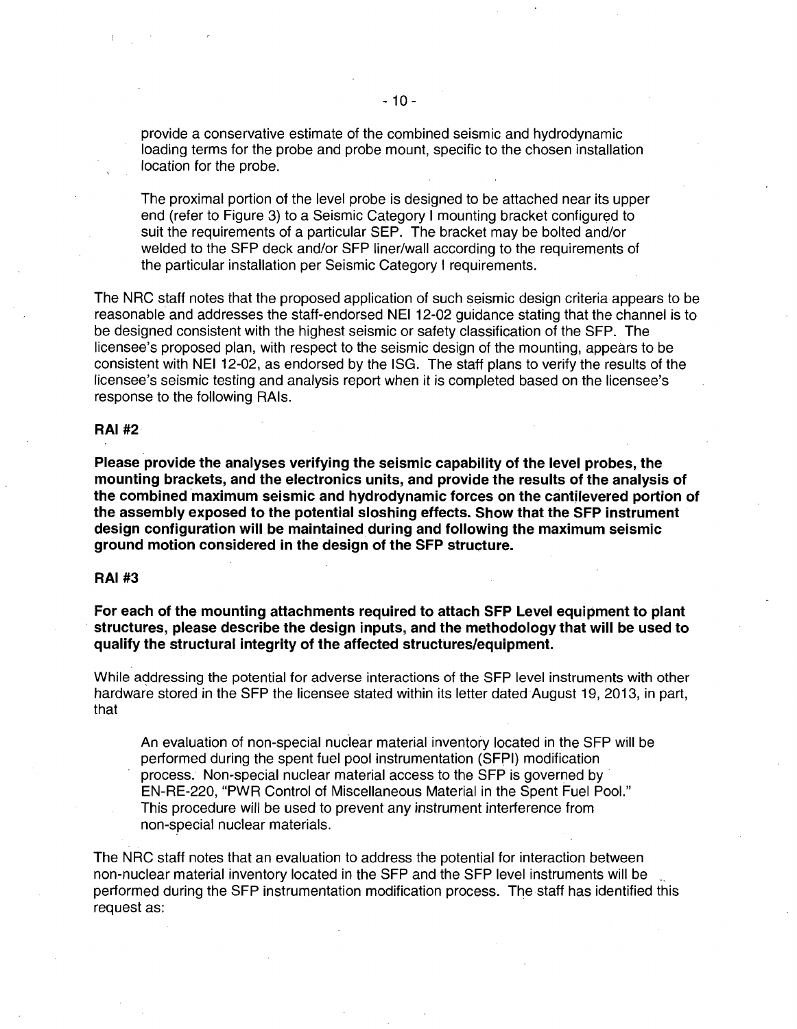> provide a conservative estimate of the combined seismic and hydrodynamic loading terms for the probe and probe mount, specific to the chosen installation location for the probe.
>
> The proximal portion of the level probe is designed to be attached near its upper end (refer to Figure 3) to a Seismic Category I mounting bracket configured to suit the requirements of a particular SEP. The bracket may be bolted and/or welded to the SFP deck and/or SFP liner/wall according to the requirements of the particular installation per Seismic Category I requirements.

The NRC staff notes that the proposed application of such seismic design criteria appears to be reasonable and addresses the staff-endorsed NEI 12-02 guidance stating that the channel is to be designed consistent with the highest seismic or safety classification of the SFP. The licensee's proposed plan, with respect to the seismic design of the mounting, appears to be consistent with NEI 12-02, as endorsed by the ISG. The staff plans to verify the results of the licensee's seismic testing and analysis report when it is completed based on the licensee's response to the following RAIs.

**RAI #2**

**Please provide the analyses verifying the seismic capability of the level probes, the mounting brackets, and the electronics units, and provide the results of the analysis of the combined maximum seismic and hydrodynamic forces on the cantilevered portion of the assembly exposed to the potential sloshing effects. Show that the SFP instrument design configuration will be maintained during and following the maximum seismic ground motion considered in the design of the SFP structure.**

**RAI #3**

**For each of the mounting attachments required to attach SFP Level equipment to plant structures, please describe the design inputs, and the methodology that will be used to qualify the structural integrity of the affected structures/equipment.**

While addressing the potential for adverse interactions of the SFP level instruments with other hardware stored in the SFP the licensee stated within its letter dated August 19, 2013, in part, that

> An evaluation of non-special nuclear material inventory located in the SFP will be performed during the spent fuel pool instrumentation (SFPI) modification process. Non-special nuclear material access to the SFP is governed by EN-RE-220, "PWR Control of Miscellaneous Material in the Spent Fuel Pool." This procedure will be used to prevent any instrument interference from non-special nuclear materials.

The NRC staff notes that an evaluation to address the potential for interaction between non-nuclear material inventory located in the SFP and the SFP level instruments will be performed during the SFP instrumentation modification process. The staff has identified this request as: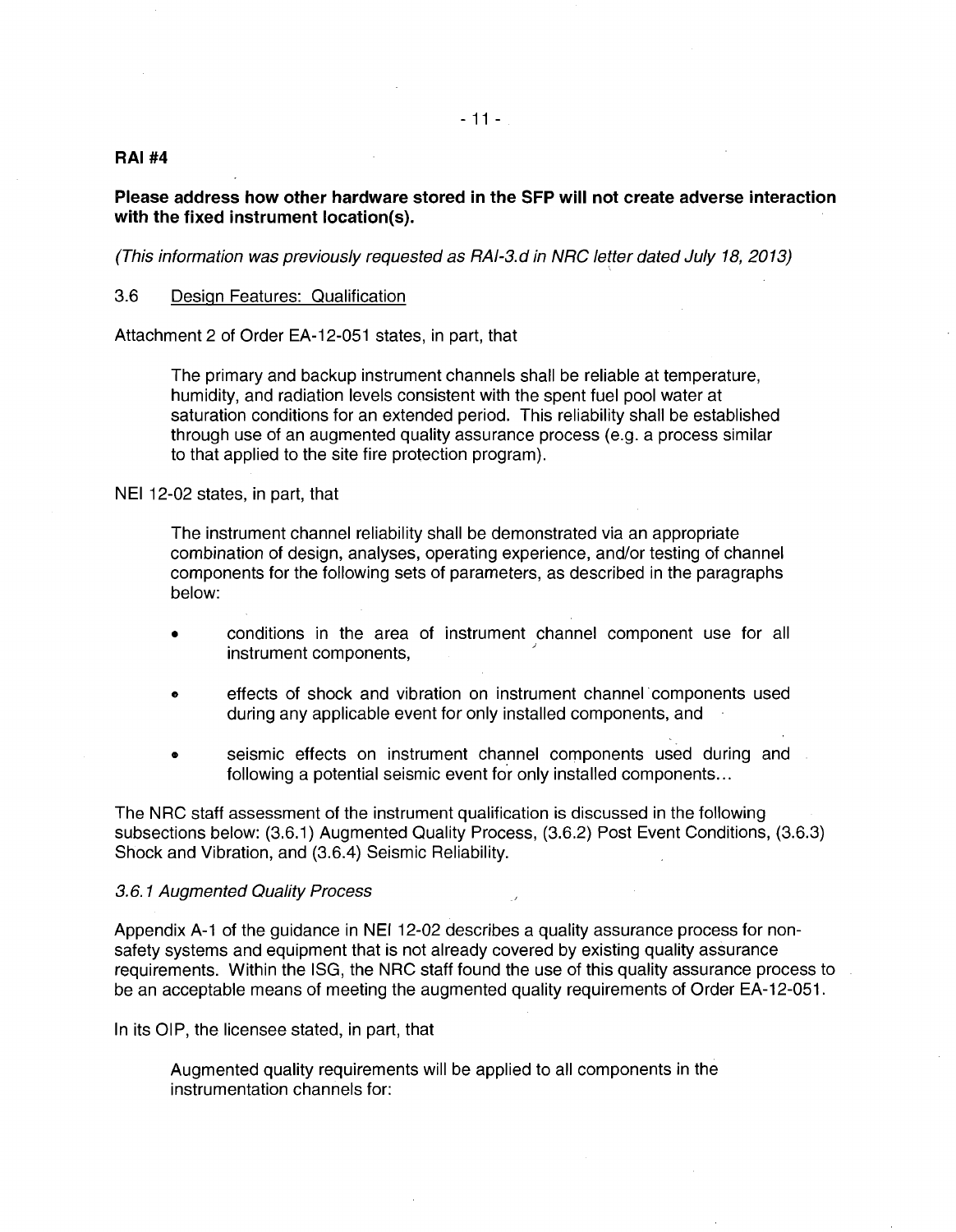**RAI #4**

**Please address how other hardware stored in the SFP will not create adverse interaction with the fixed instrument location(s).**

*(This information was previously requested as RAI-3.d in NRC letter dated July 18, 2013)*

3.6 Design Features: Qualification

Attachment 2 of Order EA-12-051 states, in part, that

> The primary and backup instrument channels shall be reliable at temperature, humidity, and radiation levels consistent with the spent fuel pool water at saturation conditions for an extended period. This reliability shall be established through use of an augmented quality assurance process (e.g. a process similar to that applied to the site fire protection program).

NEI 12-02 states, in part, that

> The instrument channel reliability shall be demonstrated via an appropriate combination of design, analyses, operating experience, and/or testing of channel components for the following sets of parameters, as described in the paragraphs below:
>
> - conditions in the area of instrument channel component use for all instrument components,
> - effects of shock and vibration on instrument channel components used during any applicable event for only installed components, and
> - seismic effects on instrument channel components used during and following a potential seismic event for only installed components...

The NRC staff assessment of the instrument qualification is discussed in the following subsections below: (3.6.1) Augmented Quality Process, (3.6.2) Post Event Conditions, (3.6.3) Shock and Vibration, and (3.6.4) Seismic Reliability.

*3.6.1 Augmented Quality Process*

Appendix A-1 of the guidance in NEI 12-02 describes a quality assurance process for non-safety systems and equipment that is not already covered by existing quality assurance requirements. Within the ISG, the NRC staff found the use of this quality assurance process to be an acceptable means of meeting the augmented quality requirements of Order EA-12-051.

In its OIP, the licensee stated, in part, that

> Augmented quality requirements will be applied to all components in the instrumentation channels for: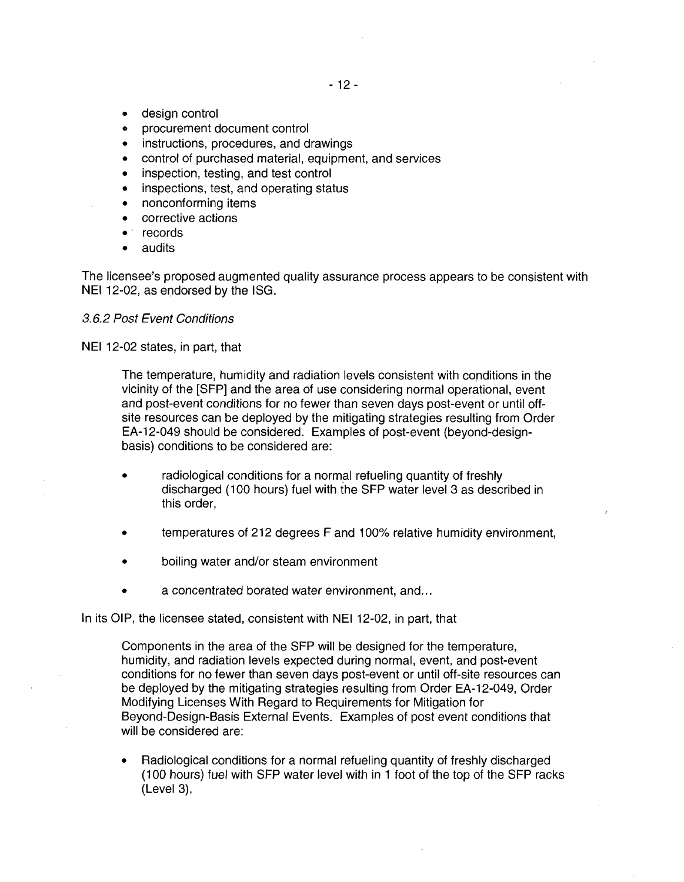- design control
- procurement document control
- instructions, procedures, and drawings
- control of purchased material, equipment, and services
- inspection, testing, and test control
- inspections, test, and operating status
- nonconforming items
- corrective actions
- records
- audits

The licensee's proposed augmented quality assurance process appears to be consistent with NEI 12-02, as endorsed by the ISG.

*3.6.2 Post Event Conditions*

NEI 12-02 states, in part, that

> The temperature, humidity and radiation levels consistent with conditions in the vicinity of the [SFP] and the area of use considering normal operational, event and post-event conditions for no fewer than seven days post-event or until off-site resources can be deployed by the mitigating strategies resulting from Order EA-12-049 should be considered. Examples of post-event (beyond-design-basis) conditions to be considered are:
>
> - radiological conditions for a normal refueling quantity of freshly discharged (100 hours) fuel with the SFP water level 3 as described in this order,
> - temperatures of 212 degrees F and 100% relative humidity environment,
> - boiling water and/or steam environment
> - a concentrated borated water environment, and...

In its OIP, the licensee stated, consistent with NEI 12-02, in part, that

> Components in the area of the SFP will be designed for the temperature, humidity, and radiation levels expected during normal, event, and post-event conditions for no fewer than seven days post-event or until off-site resources can be deployed by the mitigating strategies resulting from Order EA-12-049, Order Modifying Licenses With Regard to Requirements for Mitigation for Beyond-Design-Basis External Events. Examples of post event conditions that will be considered are:
>
> - Radiological conditions for a normal refueling quantity of freshly discharged (100 hours) fuel with SFP water level with in 1 foot of the top of the SFP racks (Level 3),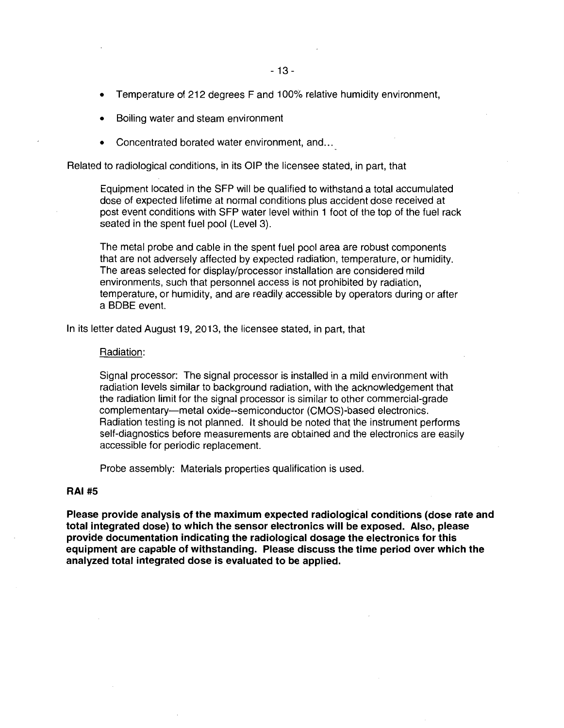- Temperature of 212 degrees F and 100% relative humidity environment,
- Boiling water and steam environment
- Concentrated borated water environment, and...

Related to radiological conditions, in its OIP the licensee stated, in part, that

> Equipment located in the SFP will be qualified to withstand a total accumulated dose of expected lifetime at normal conditions plus accident dose received at post event conditions with SFP water level within 1 foot of the top of the fuel rack seated in the spent fuel pool (Level 3).
>
> The metal probe and cable in the spent fuel pool area are robust components that are not adversely affected by expected radiation, temperature, or humidity. The areas selected for display/processor installation are considered mild environments, such that personnel access is not prohibited by radiation, temperature, or humidity, and are readily accessible by operators during or after a BDBE event.

In its letter dated August 19, 2013, the licensee stated, in part, that

> Radiation:
>
> Signal processor: The signal processor is installed in a mild environment with radiation levels similar to background radiation, with the acknowledgement that the radiation limit for the signal processor is similar to other commercial-grade complementary—metal oxide--semiconductor (CMOS)-based electronics. Radiation testing is not planned. It should be noted that the instrument performs self-diagnostics before measurements are obtained and the electronics are easily accessible for periodic replacement.
>
> Probe assembly: Materials properties qualification is used.

**RAI #5**

**Please provide analysis of the maximum expected radiological conditions (dose rate and total integrated dose) to which the sensor electronics will be exposed. Also, please provide documentation indicating the radiological dosage the electronics for this equipment are capable of withstanding. Please discuss the time period over which the analyzed total integrated dose is evaluated to be applied.**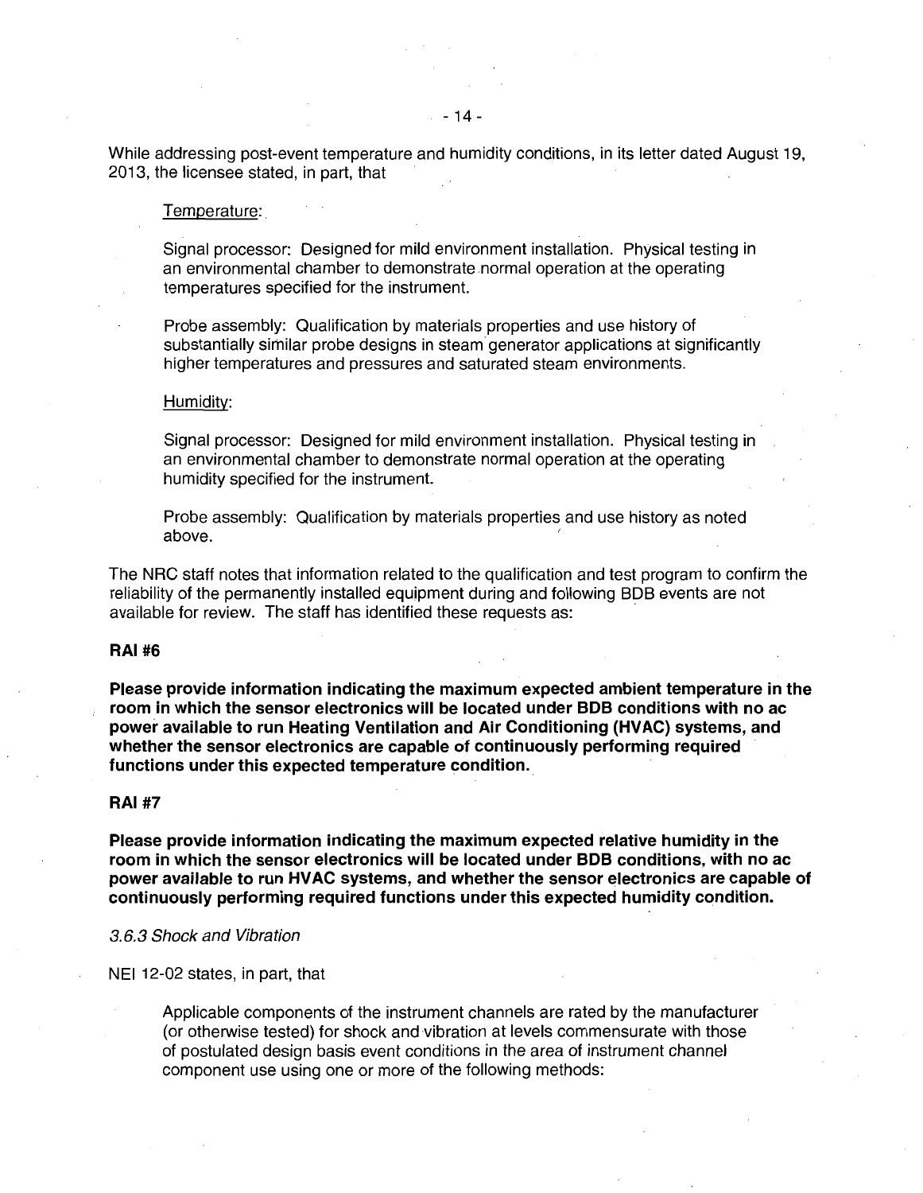While addressing post-event temperature and humidity conditions, in its letter dated August 19, 2013, the licensee stated, in part, that

> Temperature:
>
> Signal processor: Designed for mild environment installation. Physical testing in an environmental chamber to demonstrate normal operation at the operating temperatures specified for the instrument.
>
> Probe assembly: Qualification by materials properties and use history of substantially similar probe designs in steam generator applications at significantly higher temperatures and pressures and saturated steam environments.
>
> Humidity:
>
> Signal processor: Designed for mild environment installation. Physical testing in an environmental chamber to demonstrate normal operation at the operating humidity specified for the instrument.
>
> Probe assembly: Qualification by materials properties and use history as noted above.

The NRC staff notes that information related to the qualification and test program to confirm the reliability of the permanently installed equipment during and following BDB events are not available for review. The staff has identified these requests as:

**RAI #6**

**Please provide information indicating the maximum expected ambient temperature in the room in which the sensor electronics will be located under BDB conditions with no ac power available to run Heating Ventilation and Air Conditioning (HVAC) systems, and whether the sensor electronics are capable of continuously performing required functions under this expected temperature condition.**

**RAI #7**

**Please provide information indicating the maximum expected relative humidity in the room in which the sensor electronics will be located under BDB conditions, with no ac power available to run HVAC systems, and whether the sensor electronics are capable of continuously performing required functions under this expected humidity condition.**

*3.6.3 Shock and Vibration*

NEI 12-02 states, in part, that

> Applicable components of the instrument channels are rated by the manufacturer (or otherwise tested) for shock and vibration at levels commensurate with those of postulated design basis event conditions in the area of instrument channel component use using one or more of the following methods: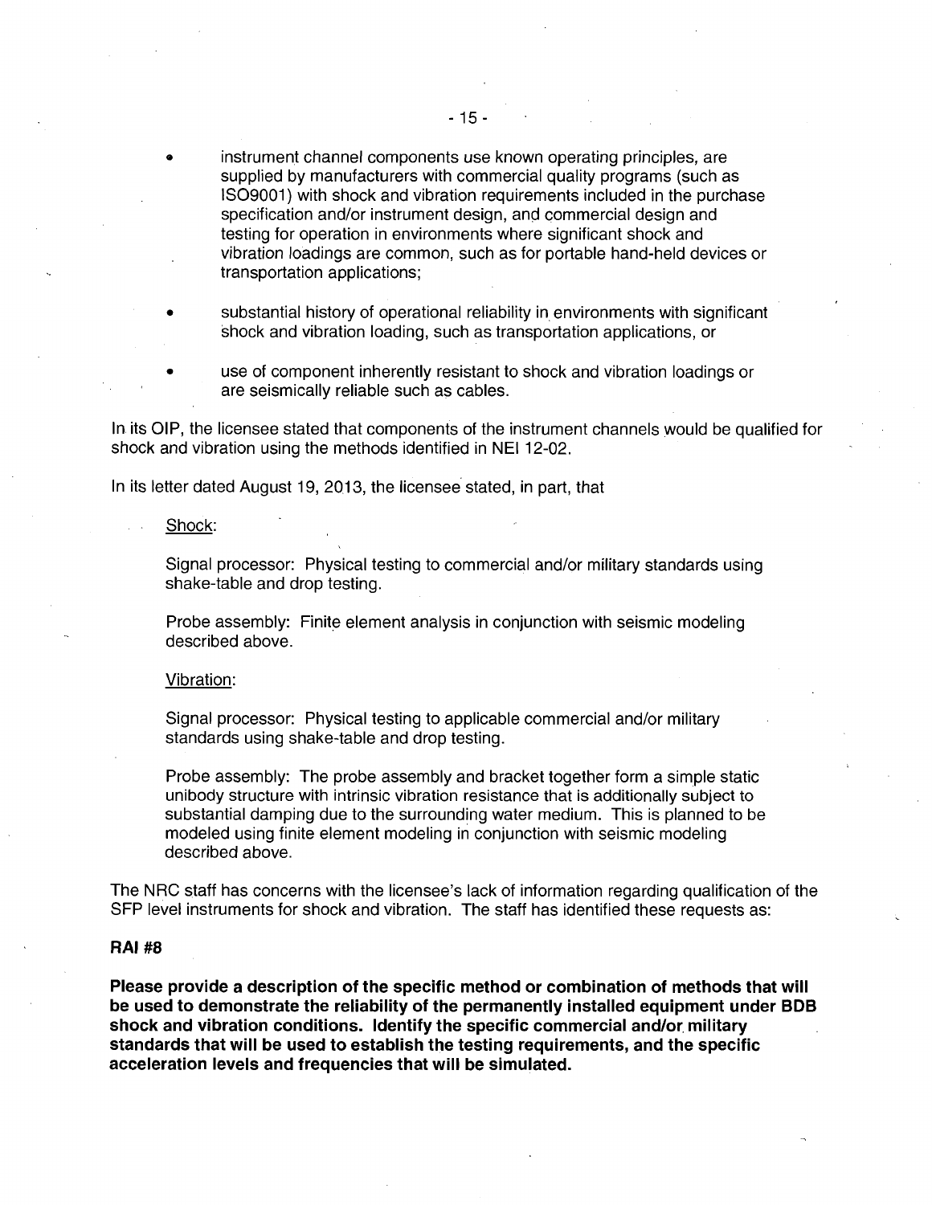- instrument channel components use known operating principles, are supplied by manufacturers with commercial quality programs (such as ISO9001) with shock and vibration requirements included in the purchase specification and/or instrument design, and commercial design and testing for operation in environments where significant shock and vibration loadings are common, such as for portable hand-held devices or transportation applications;
- substantial history of operational reliability in environments with significant shock and vibration loading, such as transportation applications, or
- use of component inherently resistant to shock and vibration loadings or are seismically reliable such as cables.

In its OIP, the licensee stated that components of the instrument channels would be qualified for shock and vibration using the methods identified in NEI 12-02.

In its letter dated August 19, 2013, the licensee stated, in part, that

> Shock:
>
> Signal processor: Physical testing to commercial and/or military standards using shake-table and drop testing.
>
> Probe assembly: Finite element analysis in conjunction with seismic modeling described above.
>
> Vibration:
>
> Signal processor: Physical testing to applicable commercial and/or military standards using shake-table and drop testing.
>
> Probe assembly: The probe assembly and bracket together form a simple static unibody structure with intrinsic vibration resistance that is additionally subject to substantial damping due to the surrounding water medium. This is planned to be modeled using finite element modeling in conjunction with seismic modeling described above.

The NRC staff has concerns with the licensee's lack of information regarding qualification of the SFP level instruments for shock and vibration. The staff has identified these requests as:

**RAI #8**

**Please provide a description of the specific method or combination of methods that will be used to demonstrate the reliability of the permanently installed equipment under BDB shock and vibration conditions. Identify the specific commercial and/or military standards that will be used to establish the testing requirements, and the specific acceleration levels and frequencies that will be simulated.**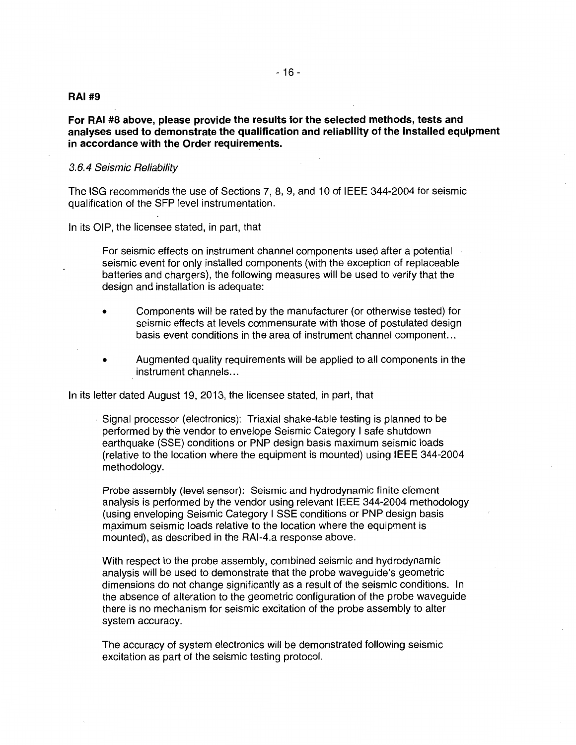**RAI #9**

**For RAI #8 above, please provide the results for the selected methods, tests and analyses used to demonstrate the qualification and reliability of the installed equipment in accordance with the Order requirements.**

*3.6.4 Seismic Reliability*

The ISG recommends the use of Sections 7, 8, 9, and 10 of IEEE 344-2004 for seismic qualification of the SFP level instrumentation.

In its OIP, the licensee stated, in part, that

> For seismic effects on instrument channel components used after a potential seismic event for only installed components (with the exception of replaceable batteries and chargers), the following measures will be used to verify that the design and installation is adequate:
>
> - Components will be rated by the manufacturer (or otherwise tested) for seismic effects at levels commensurate with those of postulated design basis event conditions in the area of instrument channel component...
> - Augmented quality requirements will be applied to all components in the instrument channels...

In its letter dated August 19, 2013, the licensee stated, in part, that

> Signal processor (electronics): Triaxial shake-table testing is planned to be performed by the vendor to envelope Seismic Category I safe shutdown earthquake (SSE) conditions or PNP design basis maximum seismic loads (relative to the location where the equipment is mounted) using IEEE 344-2004 methodology.
>
> Probe assembly (level sensor): Seismic and hydrodynamic finite element analysis is performed by the vendor using relevant IEEE 344-2004 methodology (using enveloping Seismic Category I SSE conditions or PNP design basis maximum seismic loads relative to the location where the equipment is mounted), as described in the RAI-4.a response above.
>
> With respect to the probe assembly, combined seismic and hydrodynamic analysis will be used to demonstrate that the probe waveguide's geometric dimensions do not change significantly as a result of the seismic conditions. In the absence of alteration to the geometric configuration of the probe waveguide there is no mechanism for seismic excitation of the probe assembly to alter system accuracy.
>
> The accuracy of system electronics will be demonstrated following seismic excitation as part of the seismic testing protocol.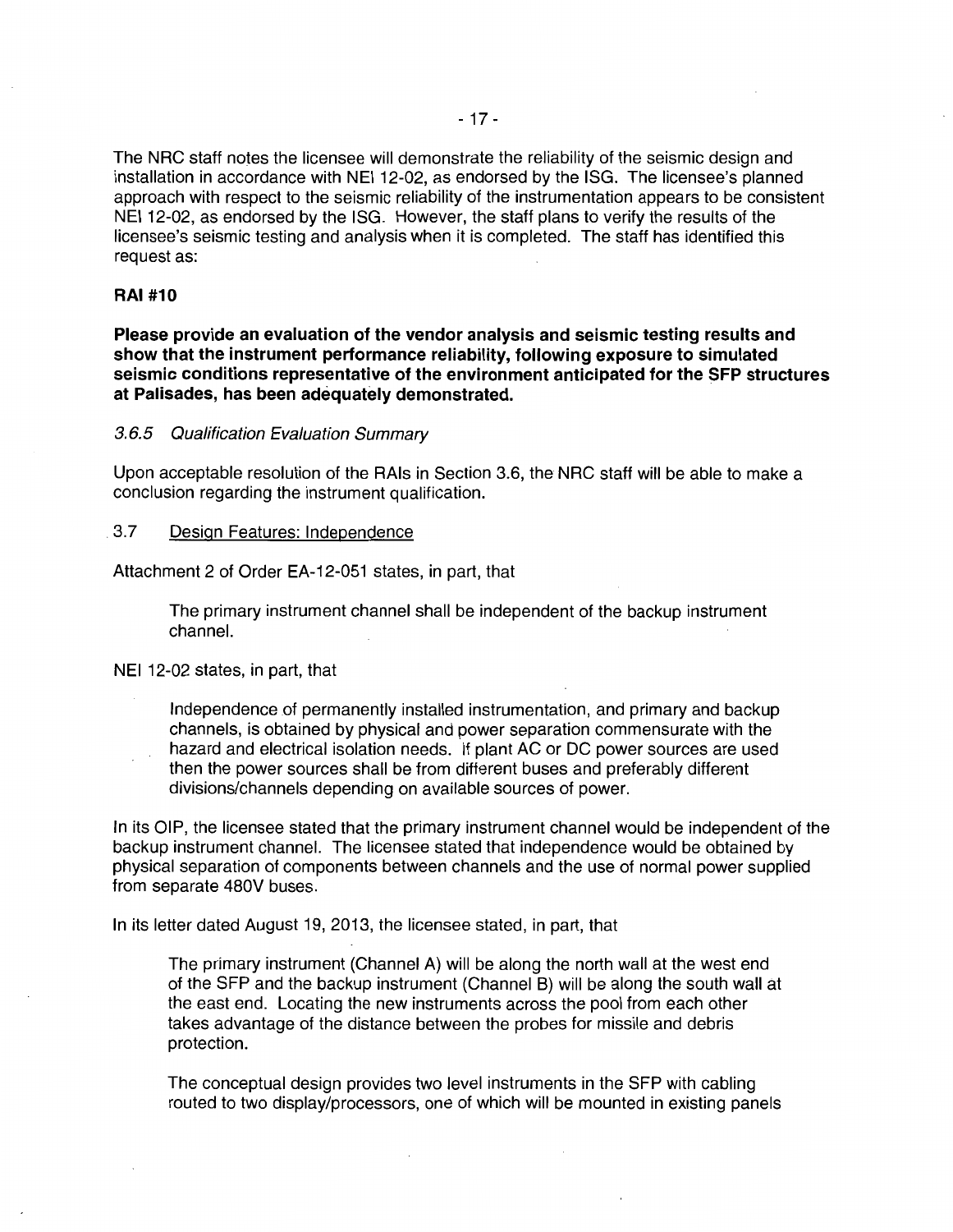The NRC staff notes the licensee will demonstrate the reliability of the seismic design and installation in accordance with NEI 12-02, as endorsed by the ISG. The licensee's planned approach with respect to the seismic reliability of the instrumentation appears to be consistent NEI 12-02, as endorsed by the ISG. However, the staff plans to verify the results of the licensee's seismic testing and analysis when it is completed. The staff has identified this request as:

**RAI #10**

**Please provide an evaluation of the vendor analysis and seismic testing results and show that the instrument performance reliability, following exposure to simulated seismic conditions representative of the environment anticipated for the SFP structures at Palisades, has been adequately demonstrated.**

*3.6.5 Qualification Evaluation Summary*

Upon acceptable resolution of the RAIs in Section 3.6, the NRC staff will be able to make a conclusion regarding the instrument qualification.

3.7 Design Features: Independence

Attachment 2 of Order EA-12-051 states, in part, that

> The primary instrument channel shall be independent of the backup instrument channel.

NEI 12-02 states, in part, that

> Independence of permanently installed instrumentation, and primary and backup channels, is obtained by physical and power separation commensurate with the hazard and electrical isolation needs. If plant AC or DC power sources are used then the power sources shall be from different buses and preferably different divisions/channels depending on available sources of power.

In its OIP, the licensee stated that the primary instrument channel would be independent of the backup instrument channel. The licensee stated that independence would be obtained by physical separation of components between channels and the use of normal power supplied from separate 480V buses.

In its letter dated August 19, 2013, the licensee stated, in part, that

> The primary instrument (Channel A) will be along the north wall at the west end of the SFP and the backup instrument (Channel B) will be along the south wall at the east end. Locating the new instruments across the pool from each other takes advantage of the distance between the probes for missile and debris protection.
>
> The conceptual design provides two level instruments in the SFP with cabling routed to two display/processors, one of which will be mounted in existing panels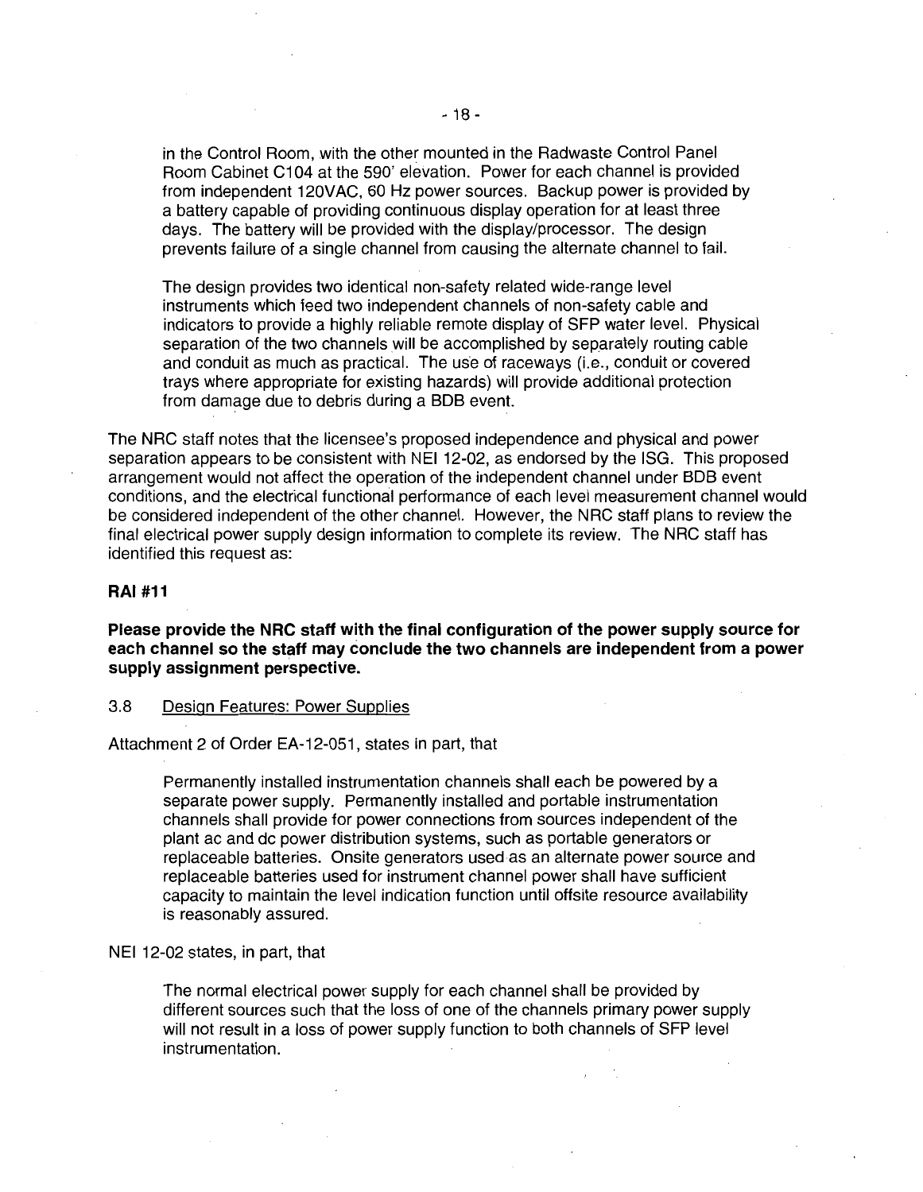in the Control Room, with the other mounted in the Radwaste Control Panel Room Cabinet C104 at the 590' elevation. Power for each channel is provided from independent 120VAC, 60 Hz power sources. Backup power is provided by a battery capable of providing continuous display operation for at least three days. The battery will be provided with the display/processor. The design prevents failure of a single channel from causing the alternate channel to fail.

> The design provides two identical non-safety related wide-range level instruments which feed two independent channels of non-safety cable and indicators to provide a highly reliable remote display of SFP water level. Physical separation of the two channels will be accomplished by separately routing cable and conduit as much as practical. The use of raceways (i.e., conduit or covered trays where appropriate for existing hazards) will provide additional protection from damage due to debris during a BDB event.

The NRC staff notes that the licensee's proposed independence and physical and power separation appears to be consistent with NEI 12-02, as endorsed by the ISG. This proposed arrangement would not affect the operation of the independent channel under BDB event conditions, and the electrical functional performance of each level measurement channel would be considered independent of the other channel. However, the NRC staff plans to review the final electrical power supply design information to complete its review. The NRC staff has identified this request as:

**RAI #11**

**Please provide the NRC staff with the final configuration of the power supply source for each channel so the staff may conclude the two channels are independent from a power supply assignment perspective.**

### 3.8 Design Features: Power Supplies

Attachment 2 of Order EA-12-051, states in part, that

> Permanently installed instrumentation channels shall each be powered by a separate power supply. Permanently installed and portable instrumentation channels shall provide for power connections from sources independent of the plant ac and dc power distribution systems, such as portable generators or replaceable batteries. Onsite generators used as an alternate power source and replaceable batteries used for instrument channel power shall have sufficient capacity to maintain the level indication function until offsite resource availability is reasonably assured.

NEI 12-02 states, in part, that

> The normal electrical power supply for each channel shall be provided by different sources such that the loss of one of the channels primary power supply will not result in a loss of power supply function to both channels of SFP level instrumentation.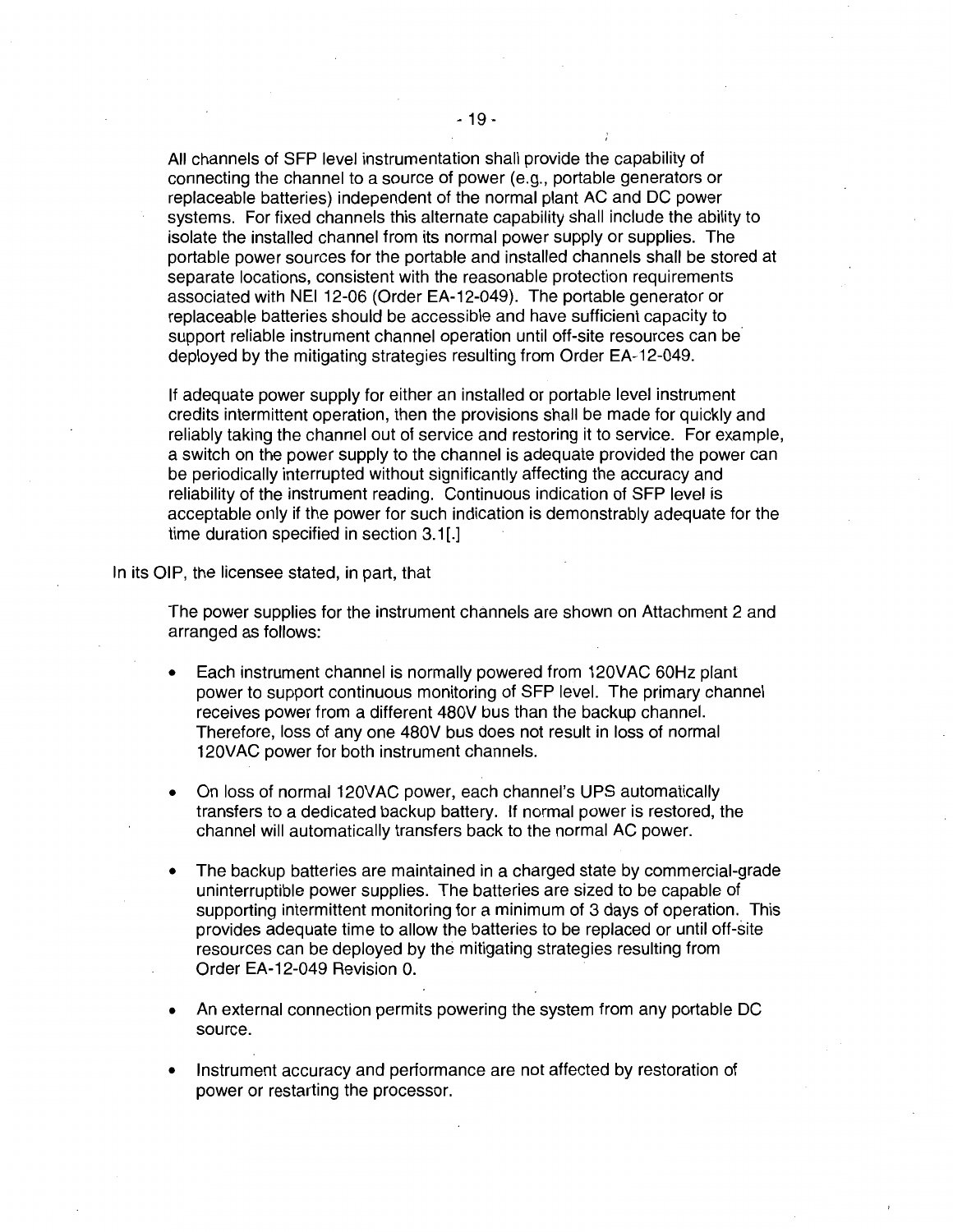All channels of SFP level instrumentation shall provide the capability of connecting the channel to a source of power (e.g., portable generators or replaceable batteries) independent of the normal plant AC and DC power systems. For fixed channels this alternate capability shall include the ability to isolate the installed channel from its normal power supply or supplies. The portable power sources for the portable and installed channels shall be stored at separate locations, consistent with the reasonable protection requirements associated with NEI 12-06 (Order EA-12-049). The portable generator or replaceable batteries should be accessible and have sufficient capacity to support reliable instrument channel operation until off-site resources can be deployed by the mitigating strategies resulting from Order EA-12-049.

> If adequate power supply for either an installed or portable level instrument credits intermittent operation, then the provisions shall be made for quickly and reliably taking the channel out of service and restoring it to service. For example, a switch on the power supply to the channel is adequate provided the power can be periodically interrupted without significantly affecting the accuracy and reliability of the instrument reading. Continuous indication of SFP level is acceptable only if the power for such indication is demonstrably adequate for the time duration specified in section 3.1[.]

In its OIP, the licensee stated, in part, that

> The power supplies for the instrument channels are shown on Attachment 2 and arranged as follows:
>
> - Each instrument channel is normally powered from 120VAC 60Hz plant power to support continuous monitoring of SFP level. The primary channel receives power from a different 480V bus than the backup channel. Therefore, loss of any one 480V bus does not result in loss of normal 120VAC power for both instrument channels.
>
> - On loss of normal 120VAC power, each channel's UPS automatically transfers to a dedicated backup battery. If normal power is restored, the channel will automatically transfers back to the normal AC power.
>
> - The backup batteries are maintained in a charged state by commercial-grade uninterruptible power supplies. The batteries are sized to be capable of supporting intermittent monitoring for a minimum of 3 days of operation. This provides adequate time to allow the batteries to be replaced or until off-site resources can be deployed by the mitigating strategies resulting from Order EA-12-049 Revision 0.
>
> - An external connection permits powering the system from any portable DC source.
>
> - Instrument accuracy and performance are not affected by restoration of power or restarting the processor.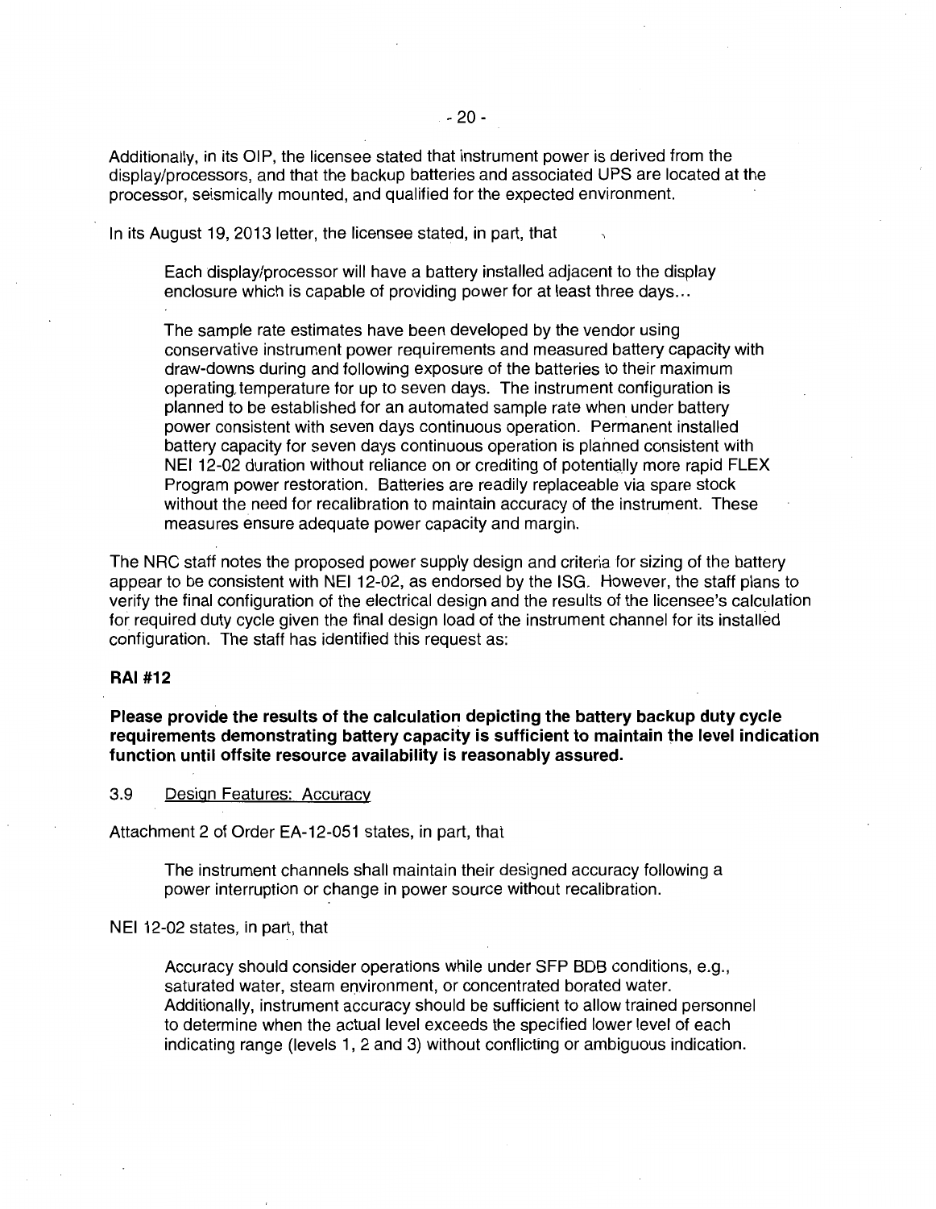Additionally, in its OIP, the licensee stated that instrument power is derived from the display/processors, and that the backup batteries and associated UPS are located at the processor, seismically mounted, and qualified for the expected environment.

In its August 19, 2013 letter, the licensee stated, in part, that

> Each display/processor will have a battery installed adjacent to the display enclosure which is capable of providing power for at least three days...
>
> The sample rate estimates have been developed by the vendor using conservative instrument power requirements and measured battery capacity with draw-downs during and following exposure of the batteries to their maximum operating temperature for up to seven days. The instrument configuration is planned to be established for an automated sample rate when under battery power consistent with seven days continuous operation. Permanent installed battery capacity for seven days continuous operation is planned consistent with NEI 12-02 duration without reliance on or crediting of potentially more rapid FLEX Program power restoration. Batteries are readily replaceable via spare stock without the need for recalibration to maintain accuracy of the instrument. These measures ensure adequate power capacity and margin.

The NRC staff notes the proposed power supply design and criteria for sizing of the battery appear to be consistent with NEI 12-02, as endorsed by the ISG. However, the staff plans to verify the final configuration of the electrical design and the results of the licensee's calculation for required duty cycle given the final design load of the instrument channel for its installed configuration. The staff has identified this request as:

**RAI #12**

**Please provide the results of the calculation depicting the battery backup duty cycle requirements demonstrating battery capacity is sufficient to maintain the level indication function until offsite resource availability is reasonably assured.**

### 3.9 Design Features: Accuracy

Attachment 2 of Order EA-12-051 states, in part, that

> The instrument channels shall maintain their designed accuracy following a power interruption or change in power source without recalibration.

NEI 12-02 states, in part, that

> Accuracy should consider operations while under SFP BDB conditions, e.g., saturated water, steam environment, or concentrated borated water. Additionally, instrument accuracy should be sufficient to allow trained personnel to determine when the actual level exceeds the specified lower level of each indicating range (levels 1, 2 and 3) without conflicting or ambiguous indication.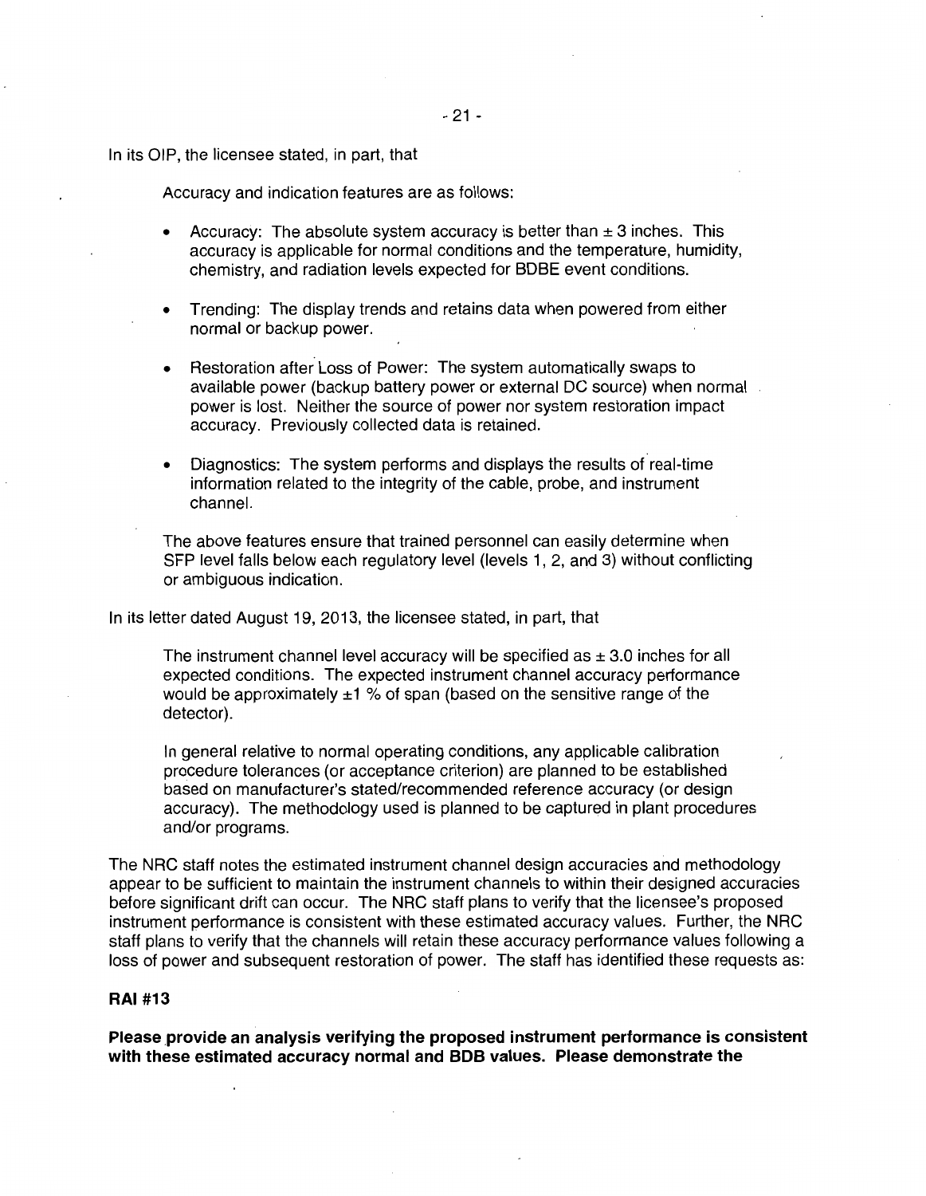In its OIP, the licensee stated, in part, that

> Accuracy and indication features are as follows:
>
> - Accuracy: The absolute system accuracy is better than ± 3 inches. This accuracy is applicable for normal conditions and the temperature, humidity, chemistry, and radiation levels expected for BDBE event conditions.
>
> - Trending: The display trends and retains data when powered from either normal or backup power.
>
> - Restoration after Loss of Power: The system automatically swaps to available power (backup battery power or external DC source) when normal power is lost. Neither the source of power nor system restoration impact accuracy. Previously collected data is retained.
>
> - Diagnostics: The system performs and displays the results of real-time information related to the integrity of the cable, probe, and instrument channel.
>
> The above features ensure that trained personnel can easily determine when SFP level falls below each regulatory level (levels 1, 2, and 3) without conflicting or ambiguous indication.

In its letter dated August 19, 2013, the licensee stated, in part, that

> The instrument channel level accuracy will be specified as ± 3.0 inches for all expected conditions. The expected instrument channel accuracy performance would be approximately ±1 % of span (based on the sensitive range of the detector).
>
> In general relative to normal operating conditions, any applicable calibration procedure tolerances (or acceptance criterion) are planned to be established based on manufacturer's stated/recommended reference accuracy (or design accuracy). The methodology used is planned to be captured in plant procedures and/or programs.

The NRC staff notes the estimated instrument channel design accuracies and methodology appear to be sufficient to maintain the instrument channels to within their designed accuracies before significant drift can occur. The NRC staff plans to verify that the licensee's proposed instrument performance is consistent with these estimated accuracy values. Further, the NRC staff plans to verify that the channels will retain these accuracy performance values following a loss of power and subsequent restoration of power. The staff has identified these requests as:

**RAI #13**

**Please provide an analysis verifying the proposed instrument performance is consistent with these estimated accuracy normal and BDB values. Please demonstrate the**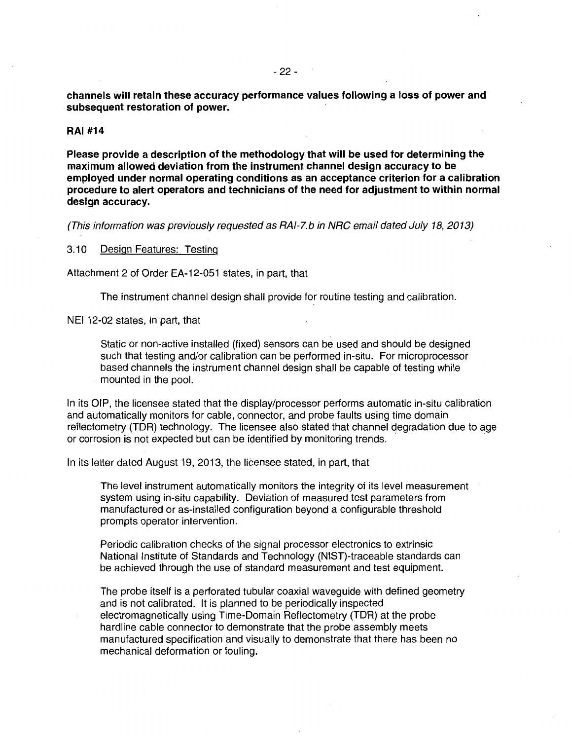**channels will retain these accuracy performance values following a loss of power and subsequent restoration of power.**

**RAI #14**

**Please provide a description of the methodology that will be used for determining the maximum allowed deviation from the instrument channel design accuracy to be employed under normal operating conditions as an acceptance criterion for a calibration procedure to alert operators and technicians of the need for adjustment to within normal design accuracy.**

*(This information was previously requested as RAI-7.b in NRC email dated July 18, 2013)*

3.10 Design Features: Testing

Attachment 2 of Order EA-12-051 states, in part, that

> The instrument channel design shall provide for routine testing and calibration.

NEI 12-02 states, in part, that

> Static or non-active installed (fixed) sensors can be used and should be designed such that testing and/or calibration can be performed in-situ. For microprocessor based channels the instrument channel design shall be capable of testing while mounted in the pool.

In its OIP, the licensee stated that the display/processor performs automatic in-situ calibration and automatically monitors for cable, connector, and probe faults using time domain reflectometry (TDR) technology. The licensee also stated that channel degradation due to age or corrosion is not expected but can be identified by monitoring trends.

In its letter dated August 19, 2013, the licensee stated, in part, that

> The level instrument automatically monitors the integrity of its level measurement system using in-situ capability. Deviation of measured test parameters from manufactured or as-installed configuration beyond a configurable threshold prompts operator intervention.
>
> Periodic calibration checks of the signal processor electronics to extrinsic National Institute of Standards and Technology (NIST)-traceable standards can be achieved through the use of standard measurement and test equipment.
>
> The probe itself is a perforated tubular coaxial waveguide with defined geometry and is not calibrated. It is planned to be periodically inspected electromagnetically using Time-Domain Reflectometry (TDR) at the probe hardline cable connector to demonstrate that the probe assembly meets manufactured specification and visually to demonstrate that there has been no mechanical deformation or fouling.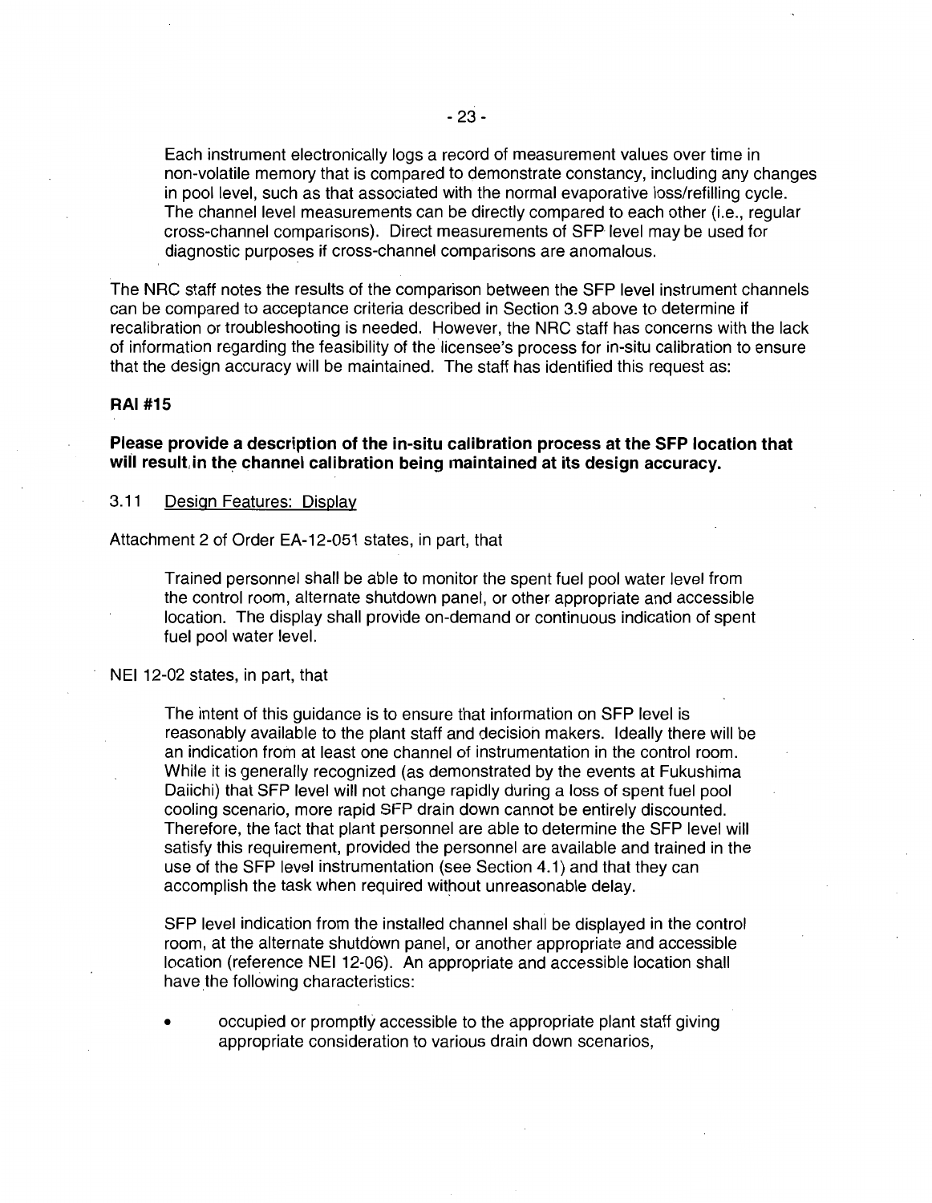> Each instrument electronically logs a record of measurement values over time in non-volatile memory that is compared to demonstrate constancy, including any changes in pool level, such as that associated with the normal evaporative loss/refilling cycle. The channel level measurements can be directly compared to each other (i.e., regular cross-channel comparisons). Direct measurements of SFP level may be used for diagnostic purposes if cross-channel comparisons are anomalous.

The NRC staff notes the results of the comparison between the SFP level instrument channels can be compared to acceptance criteria described in Section 3.9 above to determine if recalibration or troubleshooting is needed. However, the NRC staff has concerns with the lack of information regarding the feasibility of the licensee's process for in-situ calibration to ensure that the design accuracy will be maintained. The staff has identified this request as:

**RAI #15**

**Please provide a description of the in-situ calibration process at the SFP location that will result in the channel calibration being maintained at its design accuracy.**

3.11 Design Features: Display

Attachment 2 of Order EA-12-051 states, in part, that

> Trained personnel shall be able to monitor the spent fuel pool water level from the control room, alternate shutdown panel, or other appropriate and accessible location. The display shall provide on-demand or continuous indication of spent fuel pool water level.

NEI 12-02 states, in part, that

> The intent of this guidance is to ensure that information on SFP level is reasonably available to the plant staff and decision makers. Ideally there will be an indication from at least one channel of instrumentation in the control room. While it is generally recognized (as demonstrated by the events at Fukushima Daiichi) that SFP level will not change rapidly during a loss of spent fuel pool cooling scenario, more rapid SFP drain down cannot be entirely discounted. Therefore, the fact that plant personnel are able to determine the SFP level will satisfy this requirement, provided the personnel are available and trained in the use of the SFP level instrumentation (see Section 4.1) and that they can accomplish the task when required without unreasonable delay.
>
> SFP level indication from the installed channel shall be displayed in the control room, at the alternate shutdown panel, or another appropriate and accessible location (reference NEI 12-06). An appropriate and accessible location shall have the following characteristics:
>
> - occupied or promptly accessible to the appropriate plant staff giving appropriate consideration to various drain down scenarios,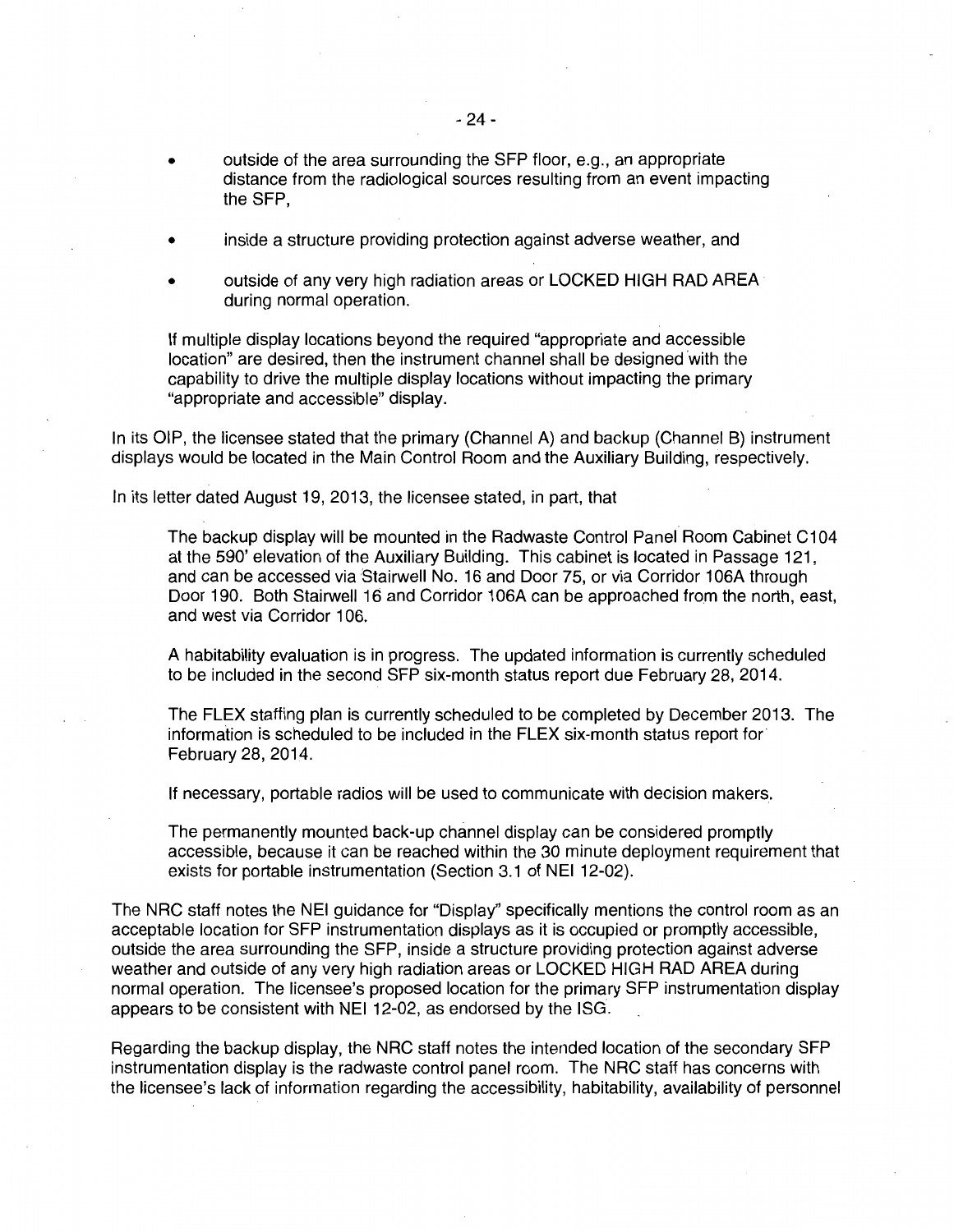- outside of the area surrounding the SFP floor, e.g., an appropriate distance from the radiological sources resulting from an event impacting the SFP,
- inside a structure providing protection against adverse weather, and
- outside of any very high radiation areas or LOCKED HIGH RAD AREA during normal operation.

If multiple display locations beyond the required "appropriate and accessible location" are desired, then the instrument channel shall be designed with the capability to drive the multiple display locations without impacting the primary "appropriate and accessible" display.

In its OIP, the licensee stated that the primary (Channel A) and backup (Channel B) instrument displays would be located in the Main Control Room and the Auxiliary Building, respectively.

In its letter dated August 19, 2013, the licensee stated, in part, that

> The backup display will be mounted in the Radwaste Control Panel Room Cabinet C104 at the 590' elevation of the Auxiliary Building. This cabinet is located in Passage 121, and can be accessed via Stairwell No. 16 and Door 75, or via Corridor 106A through Door 190. Both Stairwell 16 and Corridor 106A can be approached from the north, east, and west via Corridor 106.
>
> A habitability evaluation is in progress. The updated information is currently scheduled to be included in the second SFP six-month status report due February 28, 2014.
>
> The FLEX staffing plan is currently scheduled to be completed by December 2013. The information is scheduled to be included in the FLEX six-month status report for February 28, 2014.
>
> If necessary, portable radios will be used to communicate with decision makers.
>
> The permanently mounted back-up channel display can be considered promptly accessible, because it can be reached within the 30 minute deployment requirement that exists for portable instrumentation (Section 3.1 of NEI 12-02).

The NRC staff notes the NEI guidance for "Display" specifically mentions the control room as an acceptable location for SFP instrumentation displays as it is occupied or promptly accessible, outside the area surrounding the SFP, inside a structure providing protection against adverse weather and outside of any very high radiation areas or LOCKED HIGH RAD AREA during normal operation. The licensee's proposed location for the primary SFP instrumentation display appears to be consistent with NEI 12-02, as endorsed by the ISG.

Regarding the backup display, the NRC staff notes the intended location of the secondary SFP instrumentation display is the radwaste control panel room. The NRC staff has concerns with the licensee's lack of information regarding the accessibility, habitability, availability of personnel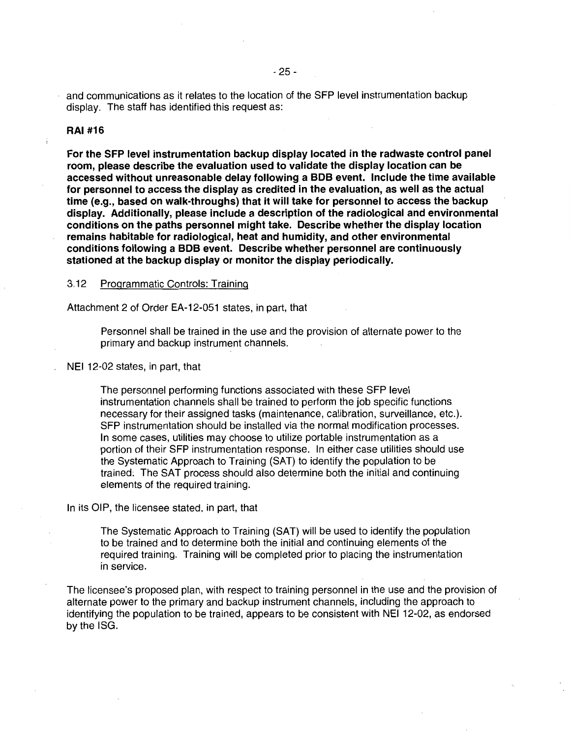and communications as it relates to the location of the SFP level instrumentation backup display. The staff has identified this request as:

**RAI #16**

**For the SFP level instrumentation backup display located in the radwaste control panel room, please describe the evaluation used to validate the display location can be accessed without unreasonable delay following a BDB event. Include the time available for personnel to access the display as credited in the evaluation, as well as the actual time (e.g., based on walk-throughs) that it will take for personnel to access the backup display. Additionally, please include a description of the radiological and environmental conditions on the paths personnel might take. Describe whether the display location remains habitable for radiological, heat and humidity, and other environmental conditions following a BDB event. Describe whether personnel are continuously stationed at the backup display or monitor the display periodically.**

3.12 Programmatic Controls: Training

Attachment 2 of Order EA-12-051 states, in part, that

> Personnel shall be trained in the use and the provision of alternate power to the primary and backup instrument channels.

NEI 12-02 states, in part, that

> The personnel performing functions associated with these SFP level instrumentation channels shall be trained to perform the job specific functions necessary for their assigned tasks (maintenance, calibration, surveillance, etc.). SFP instrumentation should be installed via the normal modification processes. In some cases, utilities may choose to utilize portable instrumentation as a portion of their SFP instrumentation response. In either case utilities should use the Systematic Approach to Training (SAT) to identify the population to be trained. The SAT process should also determine both the initial and continuing elements of the required training.

In its OIP, the licensee stated, in part, that

> The Systematic Approach to Training (SAT) will be used to identify the population to be trained and to determine both the initial and continuing elements of the required training. Training will be completed prior to placing the instrumentation in service.

The licensee's proposed plan, with respect to training personnel in the use and the provision of alternate power to the primary and backup instrument channels, including the approach to identifying the population to be trained, appears to be consistent with NEI 12-02, as endorsed by the ISG.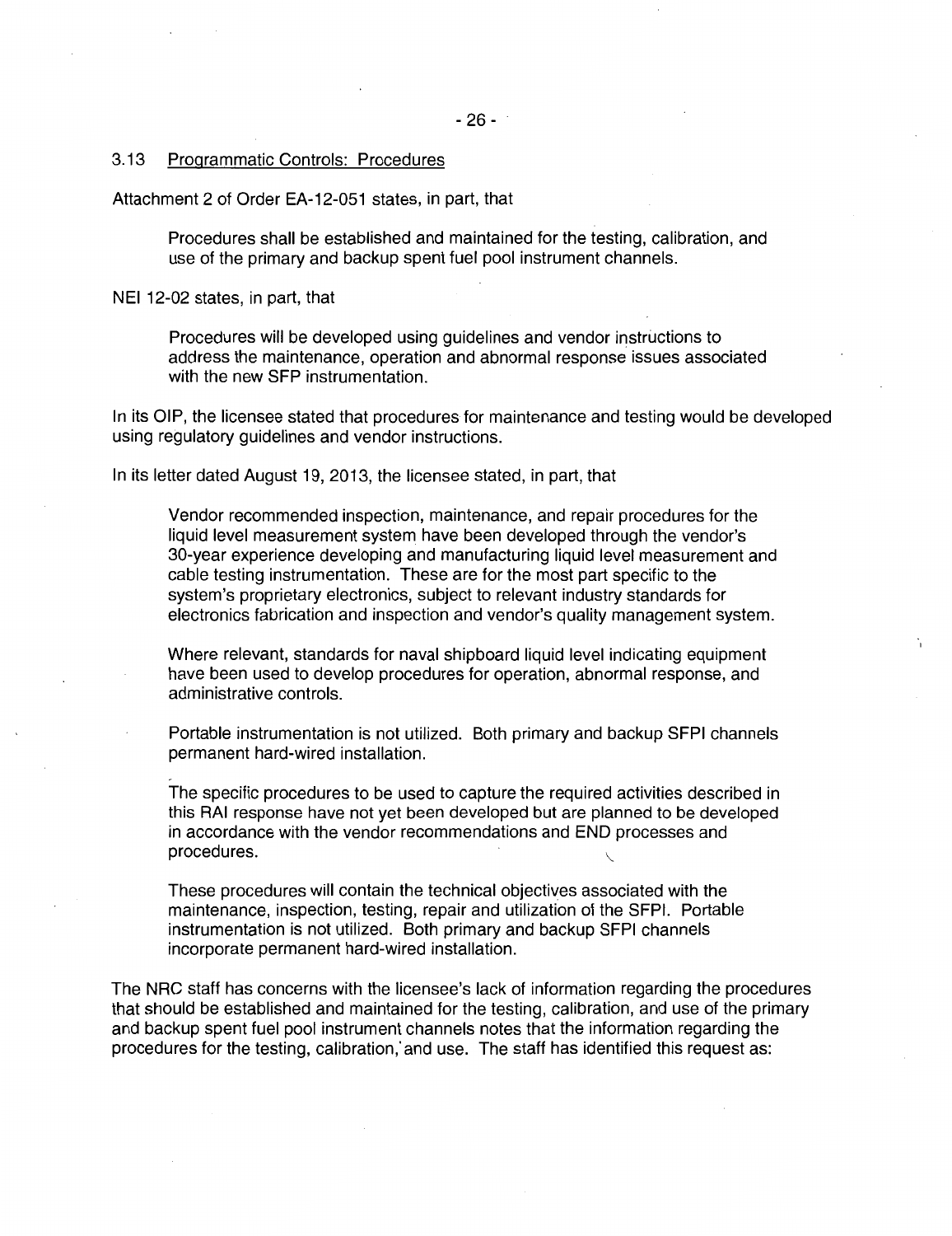### 3.13 Programmatic Controls: Procedures

Attachment 2 of Order EA-12-051 states, in part, that

> Procedures shall be established and maintained for the testing, calibration, and use of the primary and backup spent fuel pool instrument channels.

NEI 12-02 states, in part, that

> Procedures will be developed using guidelines and vendor instructions to address the maintenance, operation and abnormal response issues associated with the new SFP instrumentation.

In its OIP, the licensee stated that procedures for maintenance and testing would be developed using regulatory guidelines and vendor instructions.

In its letter dated August 19, 2013, the licensee stated, in part, that

> Vendor recommended inspection, maintenance, and repair procedures for the liquid level measurement system have been developed through the vendor's 30-year experience developing and manufacturing liquid level measurement and cable testing instrumentation. These are for the most part specific to the system's proprietary electronics, subject to relevant industry standards for electronics fabrication and inspection and vendor's quality management system.
>
> Where relevant, standards for naval shipboard liquid level indicating equipment have been used to develop procedures for operation, abnormal response, and administrative controls.
>
> Portable instrumentation is not utilized. Both primary and backup SFPI channels permanent hard-wired installation.
>
> The specific procedures to be used to capture the required activities described in this RAI response have not yet been developed but are planned to be developed in accordance with the vendor recommendations and END processes and procedures.
>
> These procedures will contain the technical objectives associated with the maintenance, inspection, testing, repair and utilization of the SFPI. Portable instrumentation is not utilized. Both primary and backup SFPI channels incorporate permanent hard-wired installation.

The NRC staff has concerns with the licensee's lack of information regarding the procedures that should be established and maintained for the testing, calibration, and use of the primary and backup spent fuel pool instrument channels notes that the information regarding the procedures for the testing, calibration, and use. The staff has identified this request as: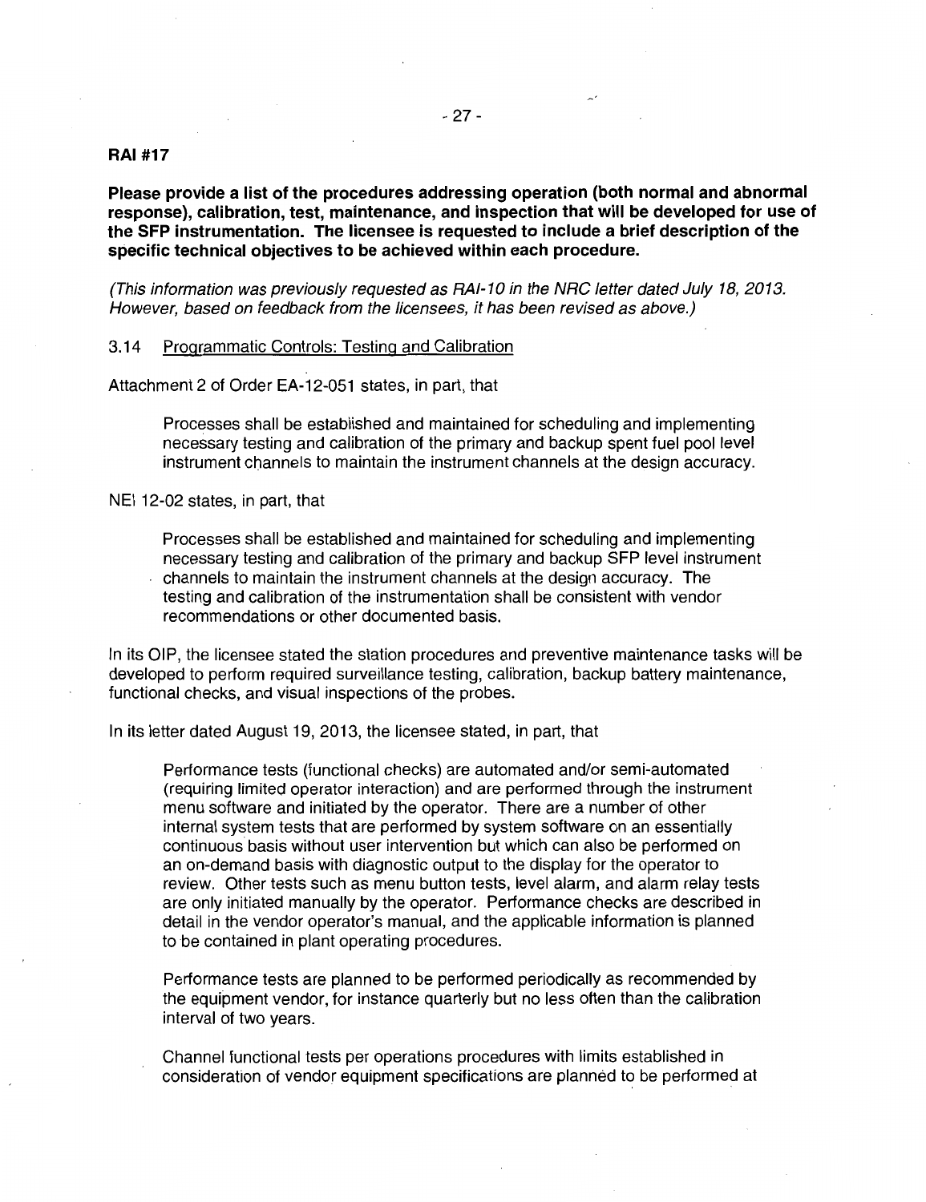**RAI #17**

**Please provide a list of the procedures addressing operation (both normal and abnormal response), calibration, test, maintenance, and inspection that will be developed for use of the SFP instrumentation. The licensee is requested to include a brief description of the specific technical objectives to be achieved within each procedure.**

*(This information was previously requested as RAI-10 in the NRC letter dated July 18, 2013. However, based on feedback from the licensees, it has been revised as above.)*

3.14 Programmatic Controls: Testing and Calibration

Attachment 2 of Order EA-12-051 states, in part, that

> Processes shall be established and maintained for scheduling and implementing necessary testing and calibration of the primary and backup spent fuel pool level instrument channels to maintain the instrument channels at the design accuracy.

NEI 12-02 states, in part, that

> Processes shall be established and maintained for scheduling and implementing necessary testing and calibration of the primary and backup SFP level instrument channels to maintain the instrument channels at the design accuracy. The testing and calibration of the instrumentation shall be consistent with vendor recommendations or other documented basis.

In its OIP, the licensee stated the station procedures and preventive maintenance tasks will be developed to perform required surveillance testing, calibration, backup battery maintenance, functional checks, and visual inspections of the probes.

In its letter dated August 19, 2013, the licensee stated, in part, that

> Performance tests (functional checks) are automated and/or semi-automated (requiring limited operator interaction) and are performed through the instrument menu software and initiated by the operator. There are a number of other internal system tests that are performed by system software on an essentially continuous basis without user intervention but which can also be performed on an on-demand basis with diagnostic output to the display for the operator to review. Other tests such as menu button tests, level alarm, and alarm relay tests are only initiated manually by the operator. Performance checks are described in detail in the vendor operator's manual, and the applicable information is planned to be contained in plant operating procedures.
>
> Performance tests are planned to be performed periodically as recommended by the equipment vendor, for instance quarterly but no less often than the calibration interval of two years.
>
> Channel functional tests per operations procedures with limits established in consideration of vendor equipment specifications are planned to be performed at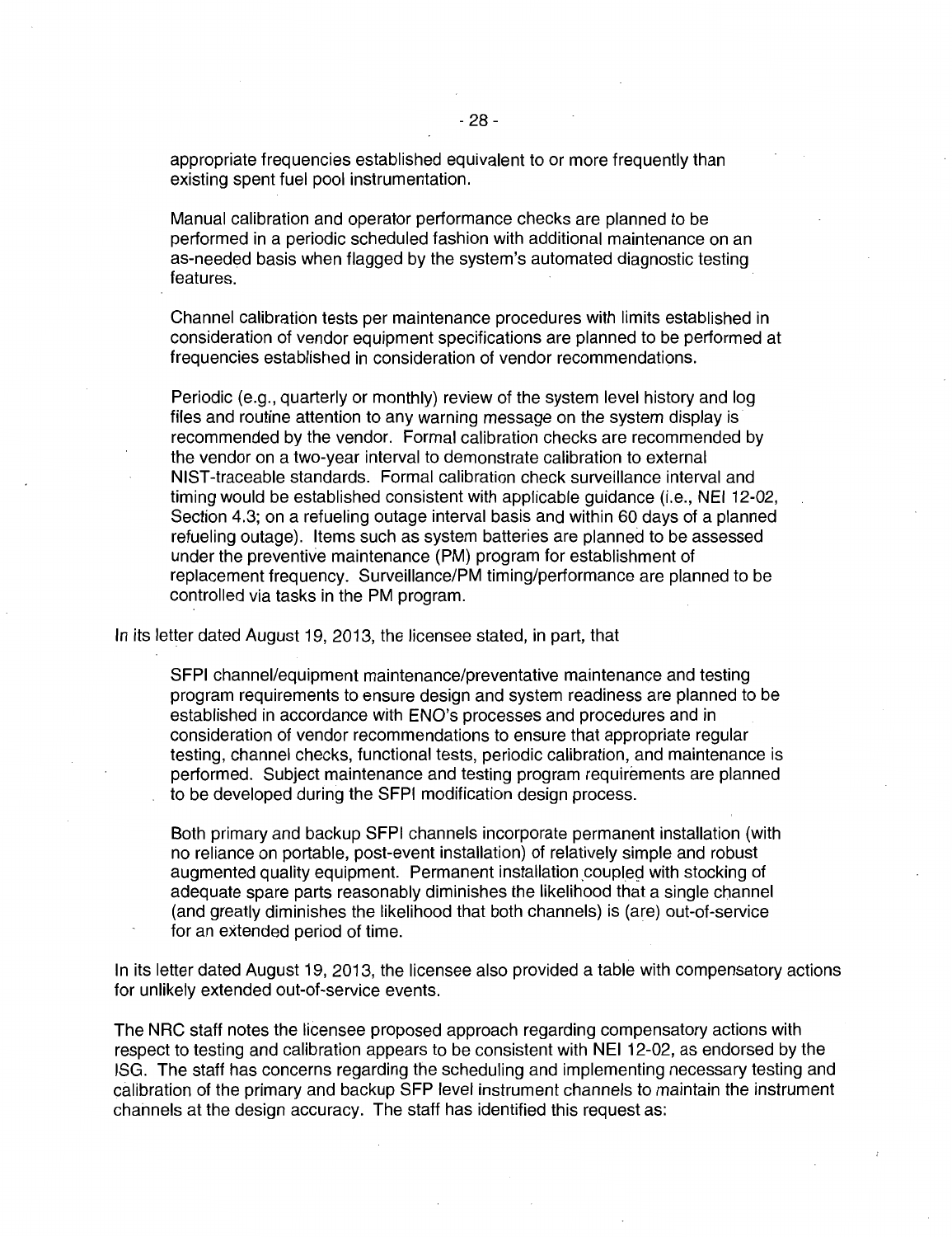> appropriate frequencies established equivalent to or more frequently than existing spent fuel pool instrumentation.
>
> Manual calibration and operator performance checks are planned to be performed in a periodic scheduled fashion with additional maintenance on an as-needed basis when flagged by the system's automated diagnostic testing features.
>
> Channel calibration tests per maintenance procedures with limits established in consideration of vendor equipment specifications are planned to be performed at frequencies established in consideration of vendor recommendations.
>
> Periodic (e.g., quarterly or monthly) review of the system level history and log files and routine attention to any warning message on the system display is recommended by the vendor. Formal calibration checks are recommended by the vendor on a two-year interval to demonstrate calibration to external NIST-traceable standards. Formal calibration check surveillance interval and timing would be established consistent with applicable guidance (i.e., NEI 12-02, Section 4.3; on a refueling outage interval basis and within 60 days of a planned refueling outage). Items such as system batteries are planned to be assessed under the preventive maintenance (PM) program for establishment of replacement frequency. Surveillance/PM timing/performance are planned to be controlled via tasks in the PM program.

In its letter dated August 19, 2013, the licensee stated, in part, that

> SFPI channel/equipment maintenance/preventative maintenance and testing program requirements to ensure design and system readiness are planned to be established in accordance with ENO's processes and procedures and in consideration of vendor recommendations to ensure that appropriate regular testing, channel checks, functional tests, periodic calibration, and maintenance is performed. Subject maintenance and testing program requirements are planned to be developed during the SFPI modification design process.
>
> Both primary and backup SFPI channels incorporate permanent installation (with no reliance on portable, post-event installation) of relatively simple and robust augmented quality equipment. Permanent installation coupled with stocking of adequate spare parts reasonably diminishes the likelihood that a single channel (and greatly diminishes the likelihood that both channels) is (are) out-of-service for an extended period of time.

In its letter dated August 19, 2013, the licensee also provided a table with compensatory actions for unlikely extended out-of-service events.

The NRC staff notes the licensee proposed approach regarding compensatory actions with respect to testing and calibration appears to be consistent with NEI 12-02, as endorsed by the ISG. The staff has concerns regarding the scheduling and implementing necessary testing and calibration of the primary and backup SFP level instrument channels to maintain the instrument channels at the design accuracy. The staff has identified this request as: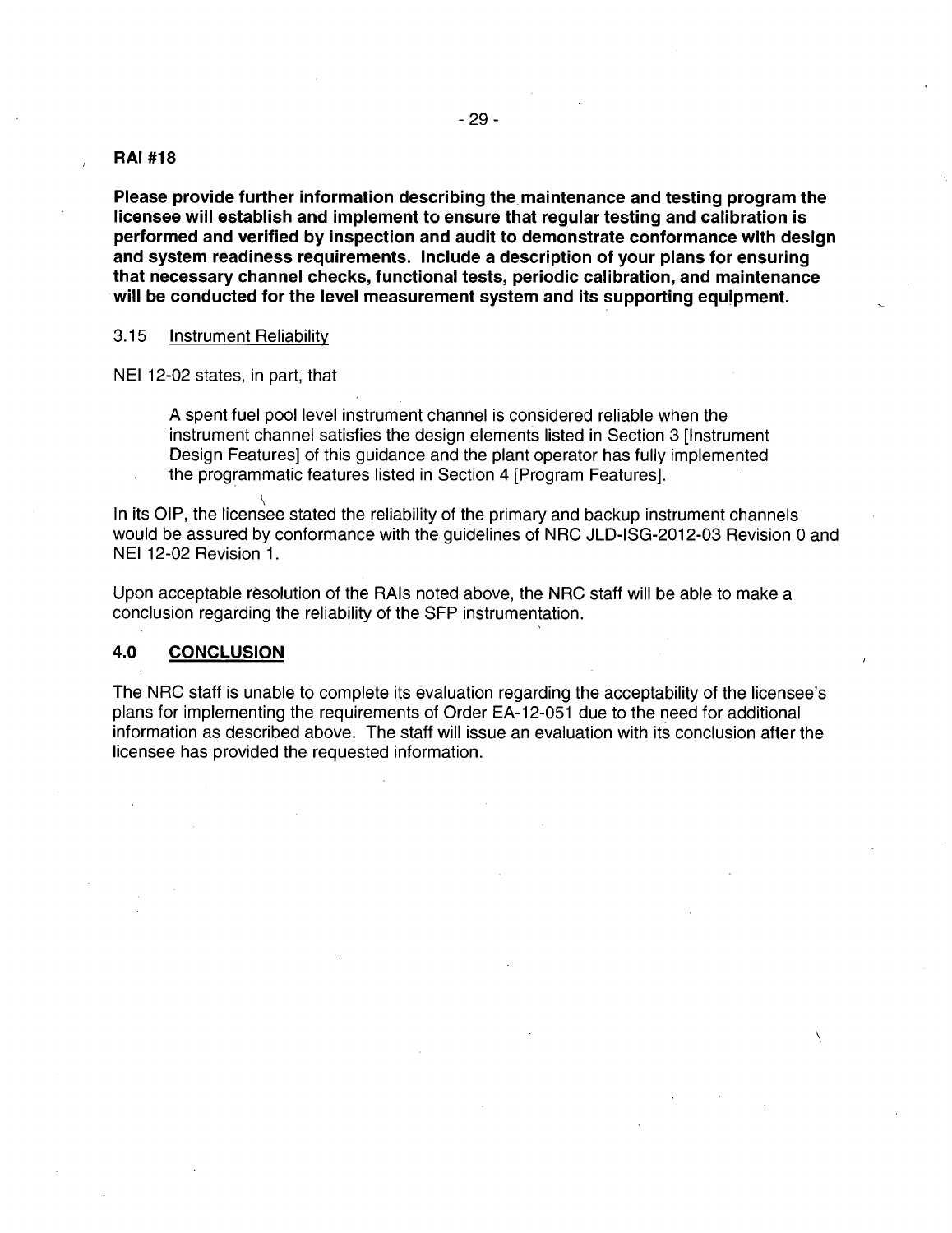**RAI #18**

**Please provide further information describing the maintenance and testing program the licensee will establish and implement to ensure that regular testing and calibration is performed and verified by inspection and audit to demonstrate conformance with design and system readiness requirements. Include a description of your plans for ensuring that necessary channel checks, functional tests, periodic calibration, and maintenance will be conducted for the level measurement system and its supporting equipment.**

3.15 Instrument Reliability

NEI 12-02 states, in part, that

> A spent fuel pool level instrument channel is considered reliable when the instrument channel satisfies the design elements listed in Section 3 [Instrument Design Features] of this guidance and the plant operator has fully implemented the programmatic features listed in Section 4 [Program Features].

In its OIP, the licensee stated the reliability of the primary and backup instrument channels would be assured by conformance with the guidelines of NRC JLD-ISG-2012-03 Revision 0 and NEI 12-02 Revision 1.

Upon acceptable resolution of the RAIs noted above, the NRC staff will be able to make a conclusion regarding the reliability of the SFP instrumentation.

## 4.0 CONCLUSION

The NRC staff is unable to complete its evaluation regarding the acceptability of the licensee's plans for implementing the requirements of Order EA-12-051 due to the need for additional information as described above. The staff will issue an evaluation with its conclusion after the licensee has provided the requested information.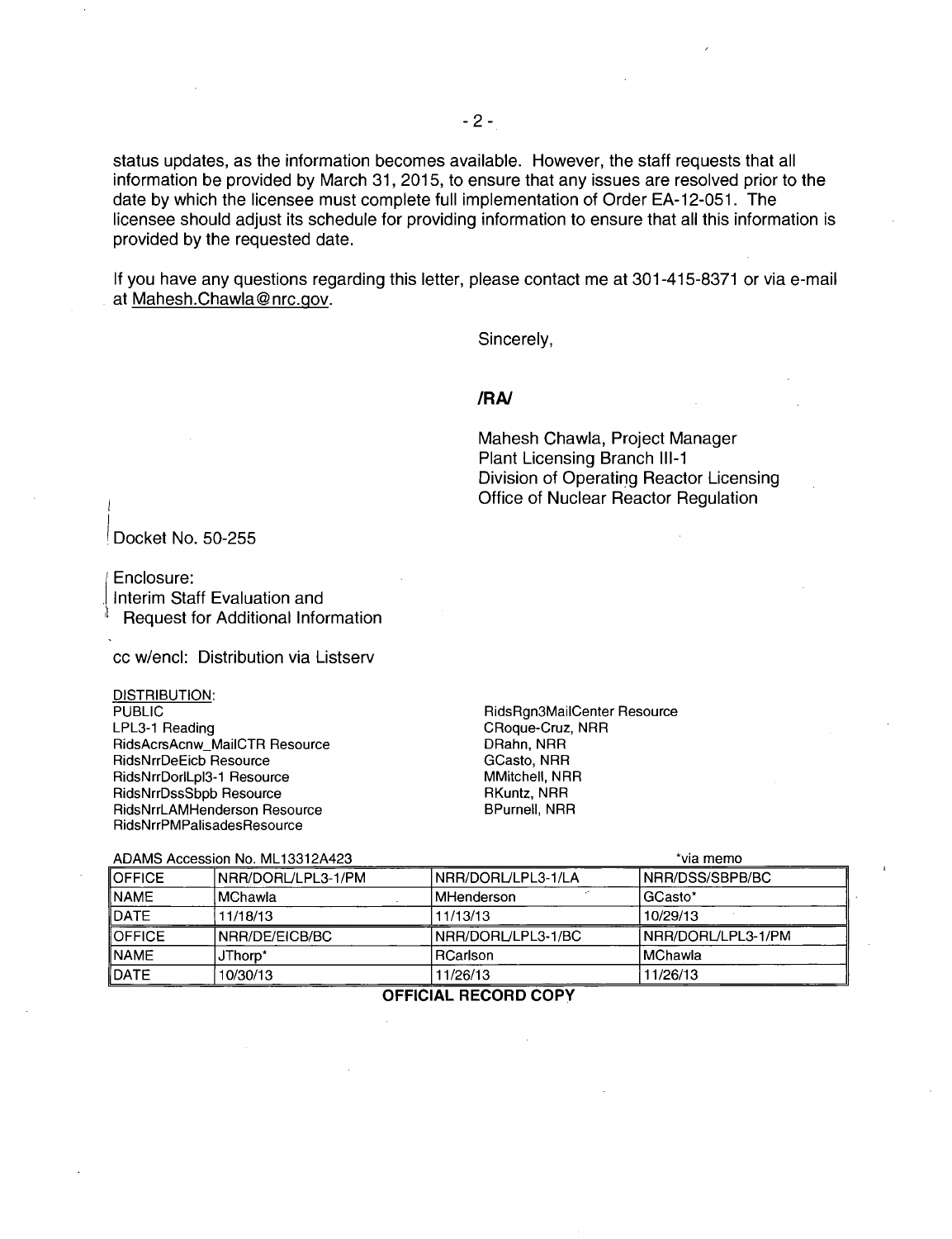status updates, as the information becomes available. However, the staff requests that all information be provided by March 31, 2015, to ensure that any issues are resolved prior to the date by which the licensee must complete full implementation of Order EA-12-051. The licensee should adjust its schedule for providing information to ensure that all this information is provided by the requested date.

If you have any questions regarding this letter, please contact me at 301-415-8371 or via e-mail at Mahesh.Chawla@nrc.gov.

Sincerely,

**/RA/**

Mahesh Chawla, Project Manager
Plant Licensing Branch III-1
Division of Operating Reactor Licensing
Office of Nuclear Reactor Regulation

Docket No. 50-255

Enclosure:
Interim Staff Evaluation and
Request for Additional Information

cc w/encl: Distribution via Listserv

DISTRIBUTION:
PUBLIC
LPL3-1 Reading
RidsAcrsAcnw_MailCTR Resource
RidsNrrDeEicb Resource
RidsNrrDorlLpl3-1 Resource
RidsNrrDssSbpb Resource
RidsNrrLAMHenderson Resource
RidsNrrPMPalisadesResource
RidsRgn3MailCenter Resource
CRoque-Cruz, NRR
DRahn, NRR
GCasto, NRR
MMitchell, NRR
RKuntz, NRR
BPurnell, NRR

ADAMS Accession No. ML13312A423 *via memo

| | | | |
|---|---|---|---|
| OFFICE | NRR/DORL/LPL3-1/PM | NRR/DORL/LPL3-1/LA | NRR/DSS/SBPB/BC |
| NAME | MChawla | MHenderson | GCasto* |
| DATE | 11/18/13 | 11/13/13 | 10/29/13 |
| OFFICE | NRR/DE/EICB/BC | NRR/DORL/LPL3-1/BC | NRR/DORL/LPL3-1/PM |
| NAME | JThorp* | RCarlson | MChawla |
| DATE | 10/30/13 | 11/26/13 | 11/26/13 |

**OFFICIAL RECORD COPY**